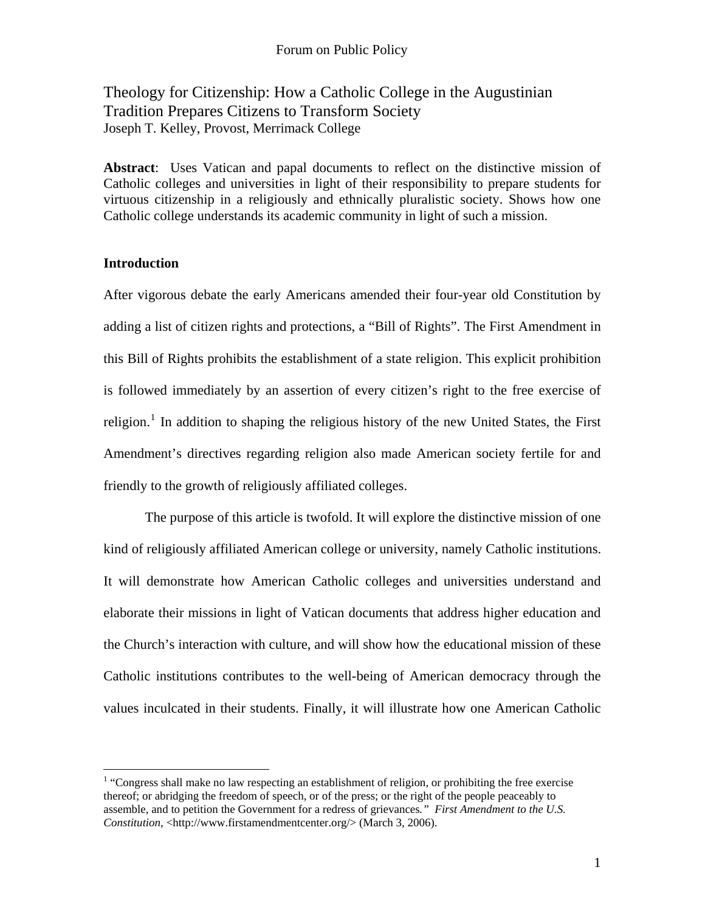# Theology for Citizenship: How a Catholic College in the Augustinian Tradition Prepares Citizens to Transform Society

Joseph T. Kelley, Provost, Merrimack College

**Abstract**: Uses Vatican and papal documents to reflect on the distinctive mission of Catholic colleges and universities in light of their responsibility to prepare students for virtuous citizenship in a religiously and ethnically pluralistic society. Shows how one Catholic college understands its academic community in light of such a mission.

## Introduction

After vigorous debate the early Americans amended their four-year old Constitution by adding a list of citizen rights and protections, a "Bill of Rights". The First Amendment in this Bill of Rights prohibits the establishment of a state religion. This explicit prohibition is followed immediately by an assertion of every citizen's right to the free exercise of religion.[1] In addition to shaping the religious history of the new United States, the First Amendment's directives regarding religion also made American society fertile for and friendly to the growth of religiously affiliated colleges.

The purpose of this article is twofold. It will explore the distinctive mission of one kind of religiously affiliated American college or university, namely Catholic institutions. It will demonstrate how American Catholic colleges and universities understand and elaborate their missions in light of Vatican documents that address higher education and the Church's interaction with culture, and will show how the educational mission of these Catholic institutions contributes to the well-being of American democracy through the values inculcated in their students. Finally, it will illustrate how one American Catholic

[1] "Congress shall make no law respecting an establishment of religion, or prohibiting the free exercise thereof; or abridging the freedom of speech, or of the press; or the right of the people peaceably to assemble, and to petition the Government for a redress of grievances." *First Amendment to the U.S. Constitution*, <http://www.firstamendmentcenter.org/> (March 3, 2006).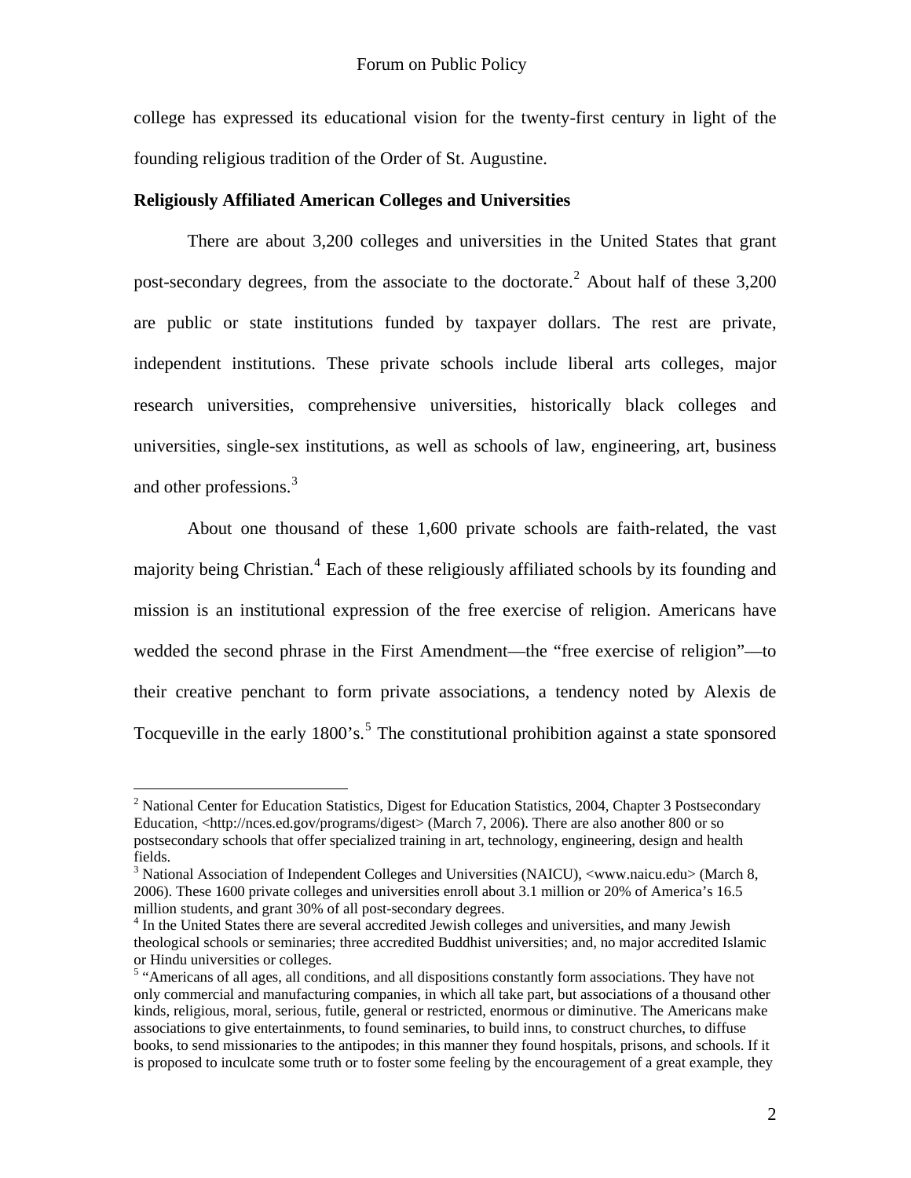college has expressed its educational vision for the twenty-first century in light of the founding religious tradition of the Order of St. Augustine.

**Religiously Affiliated American Colleges and Universities**

There are about 3,200 colleges and universities in the United States that grant post-secondary degrees, from the associate to the doctorate.[2] About half of these 3,200 are public or state institutions funded by taxpayer dollars. The rest are private, independent institutions. These private schools include liberal arts colleges, major research universities, comprehensive universities, historically black colleges and universities, single-sex institutions, as well as schools of law, engineering, art, business and other professions.[3]

About one thousand of these 1,600 private schools are faith-related, the vast majority being Christian.[4] Each of these religiously affiliated schools by its founding and mission is an institutional expression of the free exercise of religion. Americans have wedded the second phrase in the First Amendment—the "free exercise of religion"—to their creative penchant to form private associations, a tendency noted by Alexis de Tocqueville in the early 1800's.[5] The constitutional prohibition against a state sponsored

---

[2] National Center for Education Statistics, Digest for Education Statistics, 2004, Chapter 3 Postsecondary Education, <http://nces.ed.gov/programs/digest> (March 7, 2006). There are also another 800 or so postsecondary schools that offer specialized training in art, technology, engineering, design and health fields.

[3] National Association of Independent Colleges and Universities (NAICU), <www.naicu.edu> (March 8, 2006). These 1600 private colleges and universities enroll about 3.1 million or 20% of America's 16.5 million students, and grant 30% of all post-secondary degrees.

[4] In the United States there are several accredited Jewish colleges and universities, and many Jewish theological schools or seminaries; three accredited Buddhist universities; and, no major accredited Islamic or Hindu universities or colleges.

[5] "Americans of all ages, all conditions, and all dispositions constantly form associations. They have not only commercial and manufacturing companies, in which all take part, but associations of a thousand other kinds, religious, moral, serious, futile, general or restricted, enormous or diminutive. The Americans make associations to give entertainments, to found seminaries, to build inns, to construct churches, to diffuse books, to send missionaries to the antipodes; in this manner they found hospitals, prisons, and schools. If it is proposed to inculcate some truth or to foster some feeling by the encouragement of a great example, they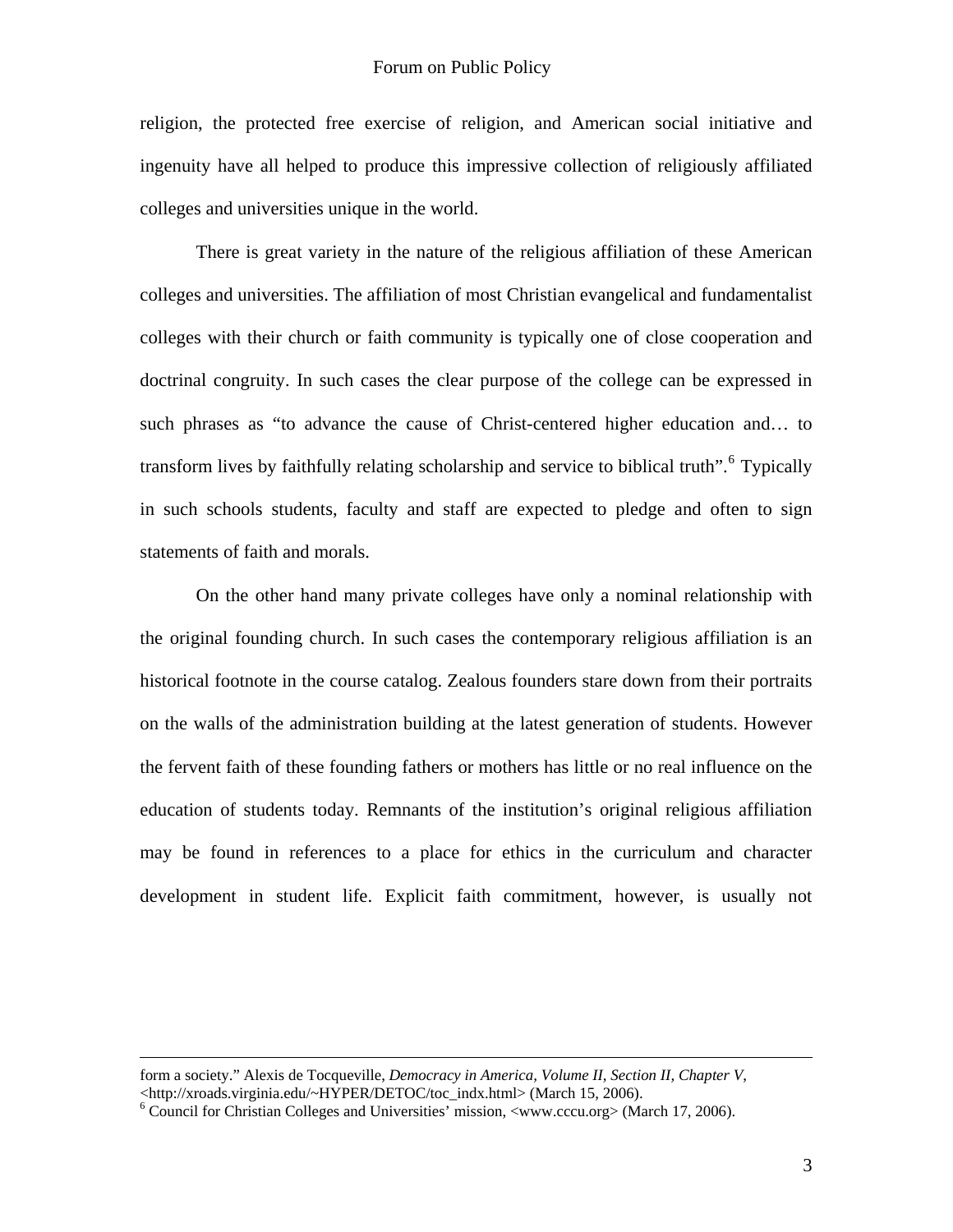religion, the protected free exercise of religion, and American social initiative and ingenuity have all helped to produce this impressive collection of religiously affiliated colleges and universities unique in the world.

There is great variety in the nature of the religious affiliation of these American colleges and universities. The affiliation of most Christian evangelical and fundamentalist colleges with their church or faith community is typically one of close cooperation and doctrinal congruity. In such cases the clear purpose of the college can be expressed in such phrases as "to advance the cause of Christ-centered higher education and… to transform lives by faithfully relating scholarship and service to biblical truth".[6] Typically in such schools students, faculty and staff are expected to pledge and often to sign statements of faith and morals.

On the other hand many private colleges have only a nominal relationship with the original founding church. In such cases the contemporary religious affiliation is an historical footnote in the course catalog. Zealous founders stare down from their portraits on the walls of the administration building at the latest generation of students. However the fervent faith of these founding fathers or mothers has little or no real influence on the education of students today. Remnants of the institution's original religious affiliation may be found in references to a place for ethics in the curriculum and character development in student life. Explicit faith commitment, however, is usually not

---

form a society." Alexis de Tocqueville, *Democracy in America, Volume II, Section II, Chapter V*, <http://xroads.virginia.edu/~HYPER/DETOC/toc_indx.html> (March 15, 2006).

[6] Council for Christian Colleges and Universities' mission, <www.cccu.org> (March 17, 2006).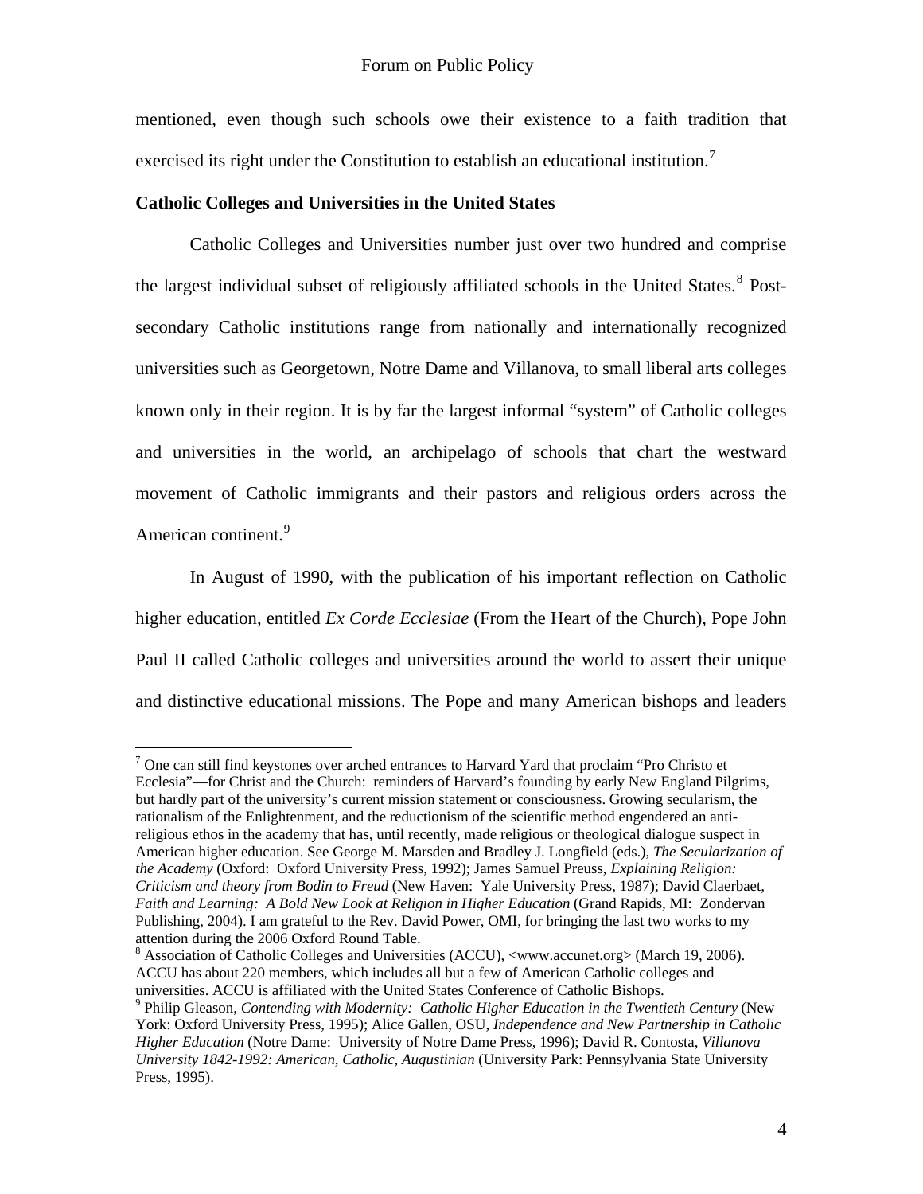mentioned, even though such schools owe their existence to a faith tradition that exercised its right under the Constitution to establish an educational institution.[7]

**Catholic Colleges and Universities in the United States**

Catholic Colleges and Universities number just over two hundred and comprise the largest individual subset of religiously affiliated schools in the United States.[8] Post-secondary Catholic institutions range from nationally and internationally recognized universities such as Georgetown, Notre Dame and Villanova, to small liberal arts colleges known only in their region. It is by far the largest informal "system" of Catholic colleges and universities in the world, an archipelago of schools that chart the westward movement of Catholic immigrants and their pastors and religious orders across the American continent.[9]

In August of 1990, with the publication of his important reflection on Catholic higher education, entitled *Ex Corde Ecclesiae* (From the Heart of the Church), Pope John Paul II called Catholic colleges and universities around the world to assert their unique and distinctive educational missions. The Pope and many American bishops and leaders

---

[7] One can still find keystones over arched entrances to Harvard Yard that proclaim "Pro Christo et Ecclesia"—for Christ and the Church: reminders of Harvard's founding by early New England Pilgrims, but hardly part of the university's current mission statement or consciousness. Growing secularism, the rationalism of the Enlightenment, and the reductionism of the scientific method engendered an anti-religious ethos in the academy that has, until recently, made religious or theological dialogue suspect in American higher education. See George M. Marsden and Bradley J. Longfield (eds.), *The Secularization of the Academy* (Oxford: Oxford University Press, 1992); James Samuel Preuss, *Explaining Religion: Criticism and theory from Bodin to Freud* (New Haven: Yale University Press, 1987); David Claerbaet, *Faith and Learning: A Bold New Look at Religion in Higher Education* (Grand Rapids, MI: Zondervan Publishing, 2004). I am grateful to the Rev. David Power, OMI, for bringing the last two works to my attention during the 2006 Oxford Round Table.

[8] Association of Catholic Colleges and Universities (ACCU), <www.accunet.org> (March 19, 2006). ACCU has about 220 members, which includes all but a few of American Catholic colleges and universities. ACCU is affiliated with the United States Conference of Catholic Bishops.

[9] Philip Gleason, *Contending with Modernity: Catholic Higher Education in the Twentieth Century* (New York: Oxford University Press, 1995); Alice Gallen, OSU, *Independence and New Partnership in Catholic Higher Education* (Notre Dame: University of Notre Dame Press, 1996); David R. Contosta, *Villanova University 1842-1992: American, Catholic, Augustinian* (University Park: Pennsylvania State University Press, 1995).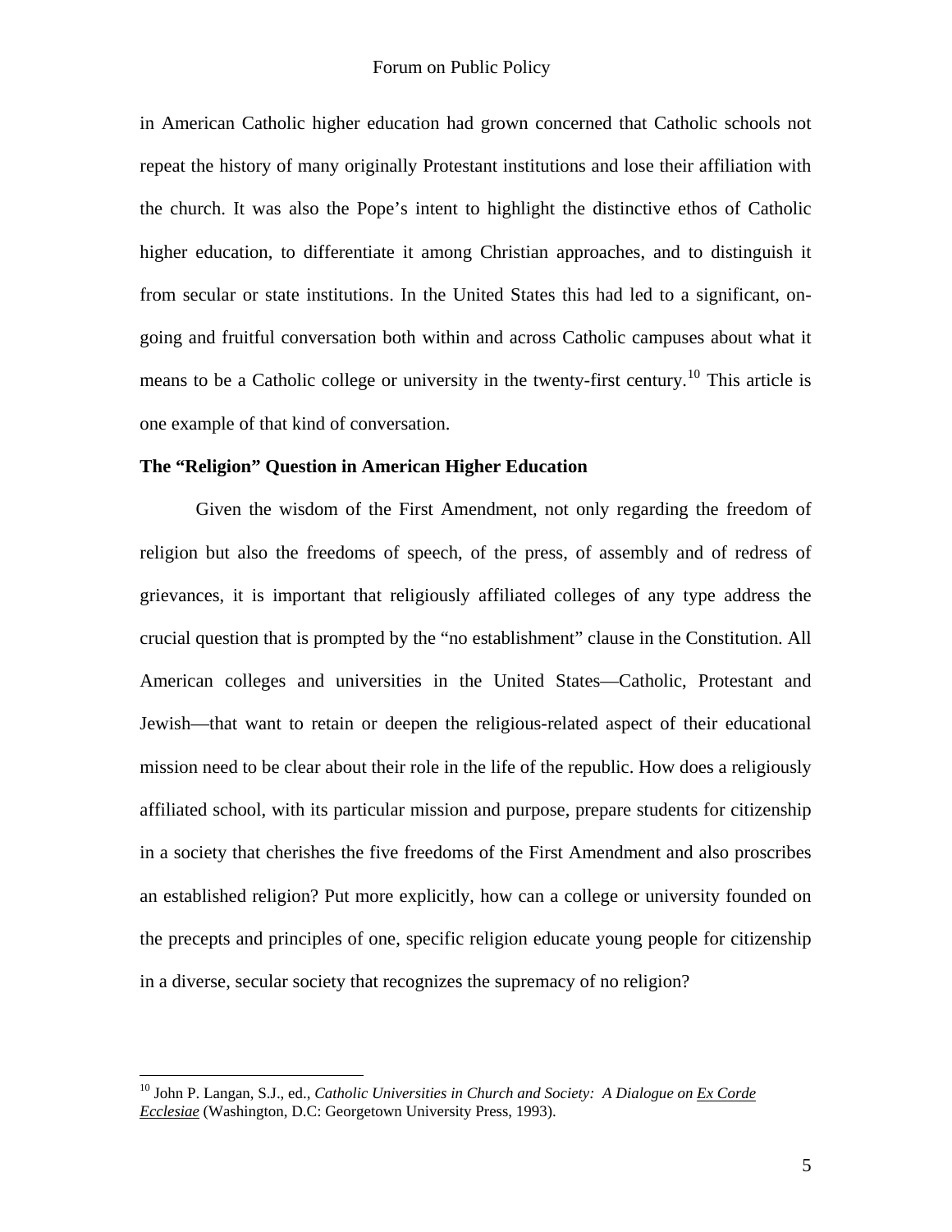in American Catholic higher education had grown concerned that Catholic schools not repeat the history of many originally Protestant institutions and lose their affiliation with the church. It was also the Pope's intent to highlight the distinctive ethos of Catholic higher education, to differentiate it among Christian approaches, and to distinguish it from secular or state institutions. In the United States this had led to a significant, on-going and fruitful conversation both within and across Catholic campuses about what it means to be a Catholic college or university in the twenty-first century.[10] This article is one example of that kind of conversation.

**The "Religion" Question in American Higher Education**

Given the wisdom of the First Amendment, not only regarding the freedom of religion but also the freedoms of speech, of the press, of assembly and of redress of grievances, it is important that religiously affiliated colleges of any type address the crucial question that is prompted by the "no establishment" clause in the Constitution. All American colleges and universities in the United States—Catholic, Protestant and Jewish—that want to retain or deepen the religious-related aspect of their educational mission need to be clear about their role in the life of the republic. How does a religiously affiliated school, with its particular mission and purpose, prepare students for citizenship in a society that cherishes the five freedoms of the First Amendment and also proscribes an established religion? Put more explicitly, how can a college or university founded on the precepts and principles of one, specific religion educate young people for citizenship in a diverse, secular society that recognizes the supremacy of no religion?

---

[10] John P. Langan, S.J., ed., *Catholic Universities in Church and Society: A Dialogue on Ex Corde Ecclesiae* (Washington, D.C: Georgetown University Press, 1993).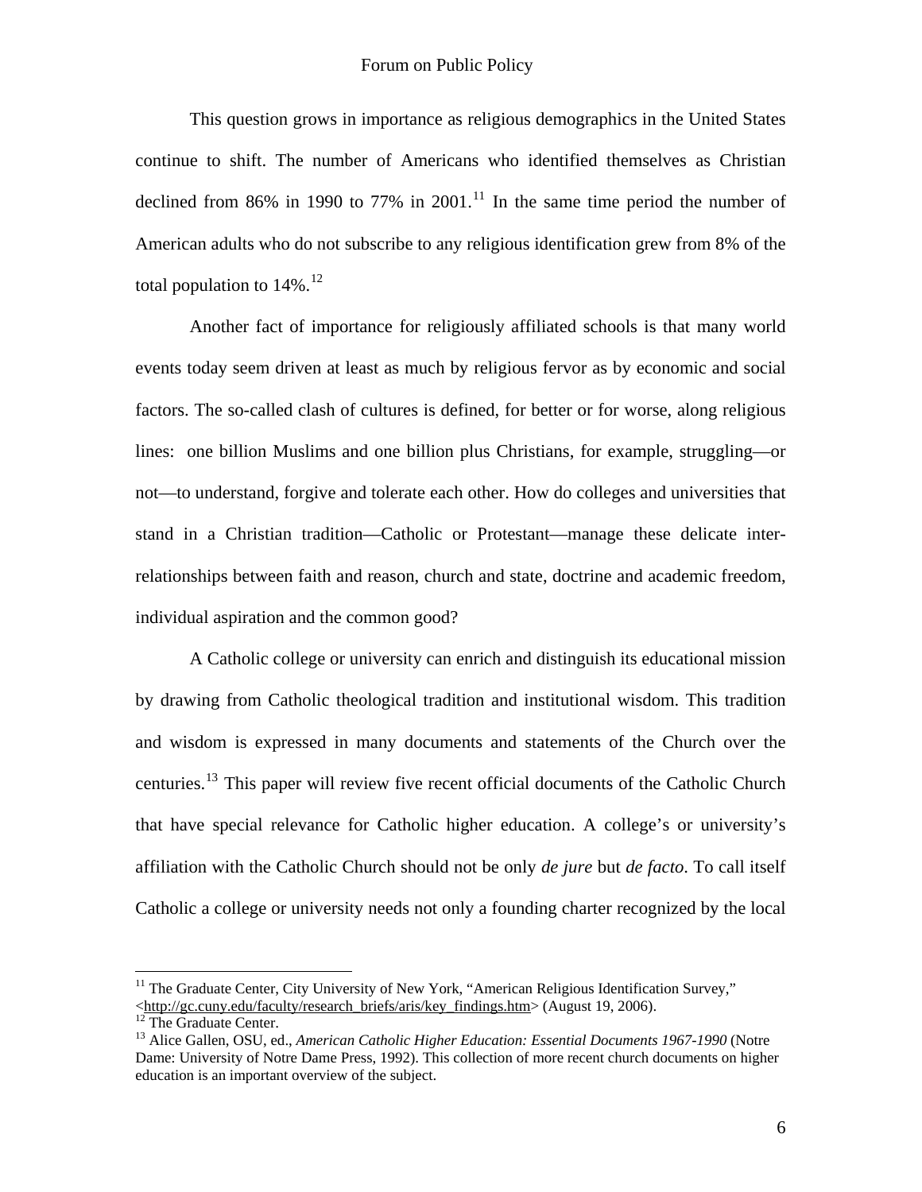This question grows in importance as religious demographics in the United States continue to shift. The number of Americans who identified themselves as Christian declined from 86% in 1990 to 77% in 2001.[11] In the same time period the number of American adults who do not subscribe to any religious identification grew from 8% of the total population to 14%.[12]

Another fact of importance for religiously affiliated schools is that many world events today seem driven at least as much by religious fervor as by economic and social factors. The so-called clash of cultures is defined, for better or for worse, along religious lines: one billion Muslims and one billion plus Christians, for example, struggling—or not—to understand, forgive and tolerate each other. How do colleges and universities that stand in a Christian tradition—Catholic or Protestant—manage these delicate inter-relationships between faith and reason, church and state, doctrine and academic freedom, individual aspiration and the common good?

A Catholic college or university can enrich and distinguish its educational mission by drawing from Catholic theological tradition and institutional wisdom. This tradition and wisdom is expressed in many documents and statements of the Church over the centuries.[13] This paper will review five recent official documents of the Catholic Church that have special relevance for Catholic higher education. A college's or university's affiliation with the Catholic Church should not be only *de jure* but *de facto*. To call itself Catholic a college or university needs not only a founding charter recognized by the local

---

[11] The Graduate Center, City University of New York, "American Religious Identification Survey," <http://gc.cuny.edu/faculty/research_briefs/aris/key_findings.htm> (August 19, 2006).

[12] The Graduate Center.

[13] Alice Gallen, OSU, ed., *American Catholic Higher Education: Essential Documents 1967-1990* (Notre Dame: University of Notre Dame Press, 1992). This collection of more recent church documents on higher education is an important overview of the subject.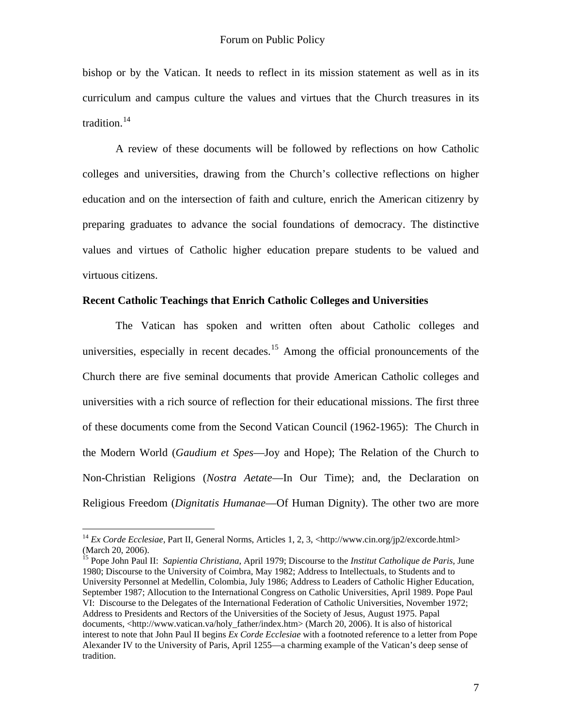bishop or by the Vatican. It needs to reflect in its mission statement as well as in its curriculum and campus culture the values and virtues that the Church treasures in its tradition.[14]

A review of these documents will be followed by reflections on how Catholic colleges and universities, drawing from the Church's collective reflections on higher education and on the intersection of faith and culture, enrich the American citizenry by preparing graduates to advance the social foundations of democracy. The distinctive values and virtues of Catholic higher education prepare students to be valued and virtuous citizens.

**Recent Catholic Teachings that Enrich Catholic Colleges and Universities**

The Vatican has spoken and written often about Catholic colleges and universities, especially in recent decades.[15] Among the official pronouncements of the Church there are five seminal documents that provide American Catholic colleges and universities with a rich source of reflection for their educational missions. The first three of these documents come from the Second Vatican Council (1962-1965): The Church in the Modern World (*Gaudium et Spes*—Joy and Hope); The Relation of the Church to Non-Christian Religions (*Nostra Aetate*—In Our Time); and, the Declaration on Religious Freedom (*Dignitatis Humanae*—Of Human Dignity). The other two are more

---

[14] *Ex Corde Ecclesiae*, Part II, General Norms, Articles 1, 2, 3, <http://www.cin.org/jp2/excorde.html> (March 20, 2006).

[15] Pope John Paul II: *Sapientia Christiana*, April 1979; Discourse to the *Institut Catholique de Paris*, June 1980; Discourse to the University of Coimbra, May 1982; Address to Intellectuals, to Students and to University Personnel at Medellin, Colombia, July 1986; Address to Leaders of Catholic Higher Education, September 1987; Allocution to the International Congress on Catholic Universities, April 1989. Pope Paul VI: Discourse to the Delegates of the International Federation of Catholic Universities, November 1972; Address to Presidents and Rectors of the Universities of the Society of Jesus, August 1975. Papal documents, <http://www.vatican.va/holy_father/index.htm> (March 20, 2006). It is also of historical interest to note that John Paul II begins *Ex Corde Ecclesiae* with a footnoted reference to a letter from Pope Alexander IV to the University of Paris, April 1255—a charming example of the Vatican's deep sense of tradition.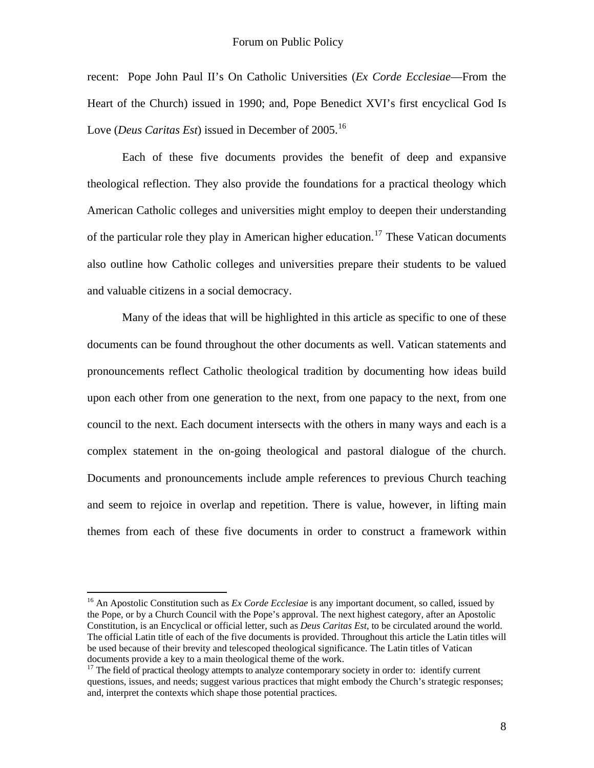recent: Pope John Paul II's On Catholic Universities (*Ex Corde Ecclesiae*—From the Heart of the Church) issued in 1990; and, Pope Benedict XVI's first encyclical God Is Love (*Deus Caritas Est*) issued in December of 2005.[16]

Each of these five documents provides the benefit of deep and expansive theological reflection. They also provide the foundations for a practical theology which American Catholic colleges and universities might employ to deepen their understanding of the particular role they play in American higher education.[17] These Vatican documents also outline how Catholic colleges and universities prepare their students to be valued and valuable citizens in a social democracy.

Many of the ideas that will be highlighted in this article as specific to one of these documents can be found throughout the other documents as well. Vatican statements and pronouncements reflect Catholic theological tradition by documenting how ideas build upon each other from one generation to the next, from one papacy to the next, from one council to the next. Each document intersects with the others in many ways and each is a complex statement in the on-going theological and pastoral dialogue of the church. Documents and pronouncements include ample references to previous Church teaching and seem to rejoice in overlap and repetition. There is value, however, in lifting main themes from each of these five documents in order to construct a framework within

---

[16] An Apostolic Constitution such as *Ex Corde Ecclesiae* is any important document, so called, issued by the Pope, or by a Church Council with the Pope's approval. The next highest category, after an Apostolic Constitution, is an Encyclical or official letter, such as *Deus Caritas Est*, to be circulated around the world. The official Latin title of each of the five documents is provided. Throughout this article the Latin titles will be used because of their brevity and telescoped theological significance. The Latin titles of Vatican documents provide a key to a main theological theme of the work.

[17] The field of practical theology attempts to analyze contemporary society in order to: identify current questions, issues, and needs; suggest various practices that might embody the Church's strategic responses; and, interpret the contexts which shape those potential practices.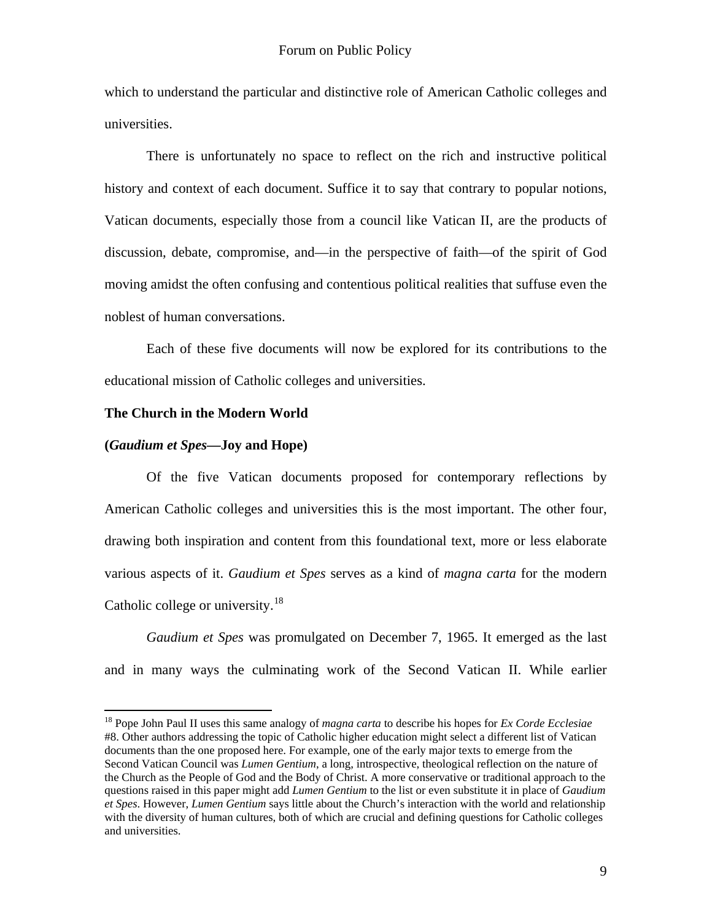which to understand the particular and distinctive role of American Catholic colleges and universities.

There is unfortunately no space to reflect on the rich and instructive political history and context of each document. Suffice it to say that contrary to popular notions, Vatican documents, especially those from a council like Vatican II, are the products of discussion, debate, compromise, and—in the perspective of faith—of the spirit of God moving amidst the often confusing and contentious political realities that suffuse even the noblest of human conversations.

Each of these five documents will now be explored for its contributions to the educational mission of Catholic colleges and universities.

**The Church in the Modern World**

**(*Gaudium et Spes*—Joy and Hope)**

Of the five Vatican documents proposed for contemporary reflections by American Catholic colleges and universities this is the most important. The other four, drawing both inspiration and content from this foundational text, more or less elaborate various aspects of it. *Gaudium et Spes* serves as a kind of *magna carta* for the modern Catholic college or university.[18]

*Gaudium et Spes* was promulgated on December 7, 1965. It emerged as the last and in many ways the culminating work of the Second Vatican II. While earlier

---

[18] Pope John Paul II uses this same analogy of *magna carta* to describe his hopes for *Ex Corde Ecclesiae* #8. Other authors addressing the topic of Catholic higher education might select a different list of Vatican documents than the one proposed here. For example, one of the early major texts to emerge from the Second Vatican Council was *Lumen Gentium*, a long, introspective, theological reflection on the nature of the Church as the People of God and the Body of Christ. A more conservative or traditional approach to the questions raised in this paper might add *Lumen Gentium* to the list or even substitute it in place of *Gaudium et Spes*. However, *Lumen Gentium* says little about the Church's interaction with the world and relationship with the diversity of human cultures, both of which are crucial and defining questions for Catholic colleges and universities.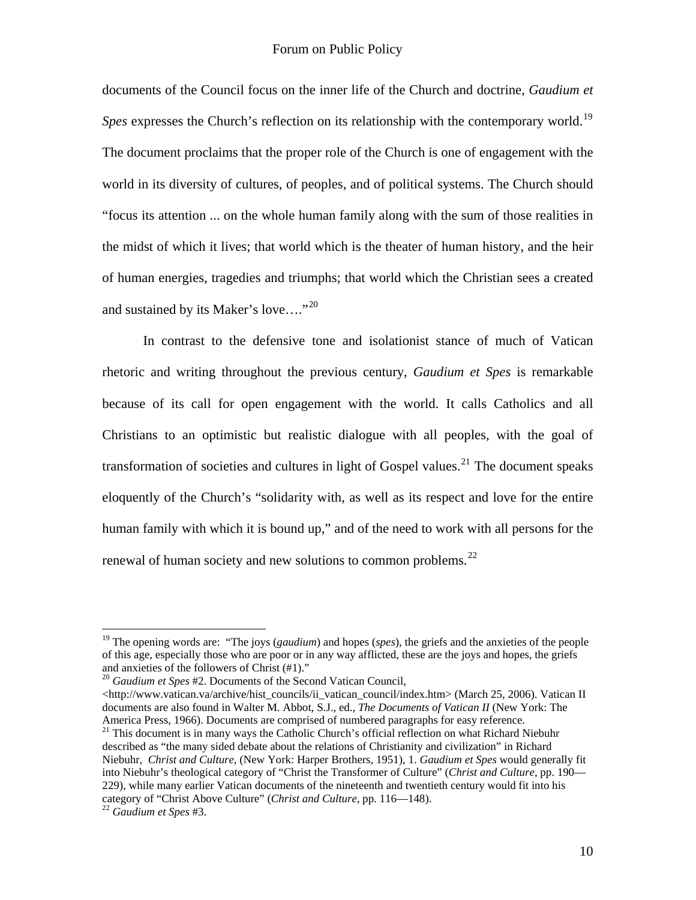documents of the Council focus on the inner life of the Church and doctrine, *Gaudium et Spes* expresses the Church's reflection on its relationship with the contemporary world.[19] The document proclaims that the proper role of the Church is one of engagement with the world in its diversity of cultures, of peoples, and of political systems. The Church should "focus its attention ... on the whole human family along with the sum of those realities in the midst of which it lives; that world which is the theater of human history, and the heir of human energies, tragedies and triumphs; that world which the Christian sees a created and sustained by its Maker's love…."[20]

In contrast to the defensive tone and isolationist stance of much of Vatican rhetoric and writing throughout the previous century, *Gaudium et Spes* is remarkable because of its call for open engagement with the world. It calls Catholics and all Christians to an optimistic but realistic dialogue with all peoples, with the goal of transformation of societies and cultures in light of Gospel values.[21] The document speaks eloquently of the Church's "solidarity with, as well as its respect and love for the entire human family with which it is bound up," and of the need to work with all persons for the renewal of human society and new solutions to common problems.[22]

---

[19] The opening words are: "The joys (*gaudium*) and hopes (*spes*), the griefs and the anxieties of the people of this age, especially those who are poor or in any way afflicted, these are the joys and hopes, the griefs and anxieties of the followers of Christ (#1)."

[20] *Gaudium et Spes* #2. Documents of the Second Vatican Council, <http://www.vatican.va/archive/hist_councils/ii_vatican_council/index.htm> (March 25, 2006). Vatican II documents are also found in Walter M. Abbot, S.J., ed., *The Documents of Vatican II* (New York: The America Press, 1966). Documents are comprised of numbered paragraphs for easy reference.

[21] This document is in many ways the Catholic Church's official reflection on what Richard Niebuhr described as "the many sided debate about the relations of Christianity and civilization" in Richard Niebuhr, *Christ and Culture*, (New York: Harper Brothers, 1951), 1. *Gaudium et Spes* would generally fit into Niebuhr's theological category of "Christ the Transformer of Culture" (*Christ and Culture*, pp. 190—229), while many earlier Vatican documents of the nineteenth and twentieth century would fit into his category of "Christ Above Culture" (*Christ and Culture*, pp. 116—148).

[22] *Gaudium et Spes* #3.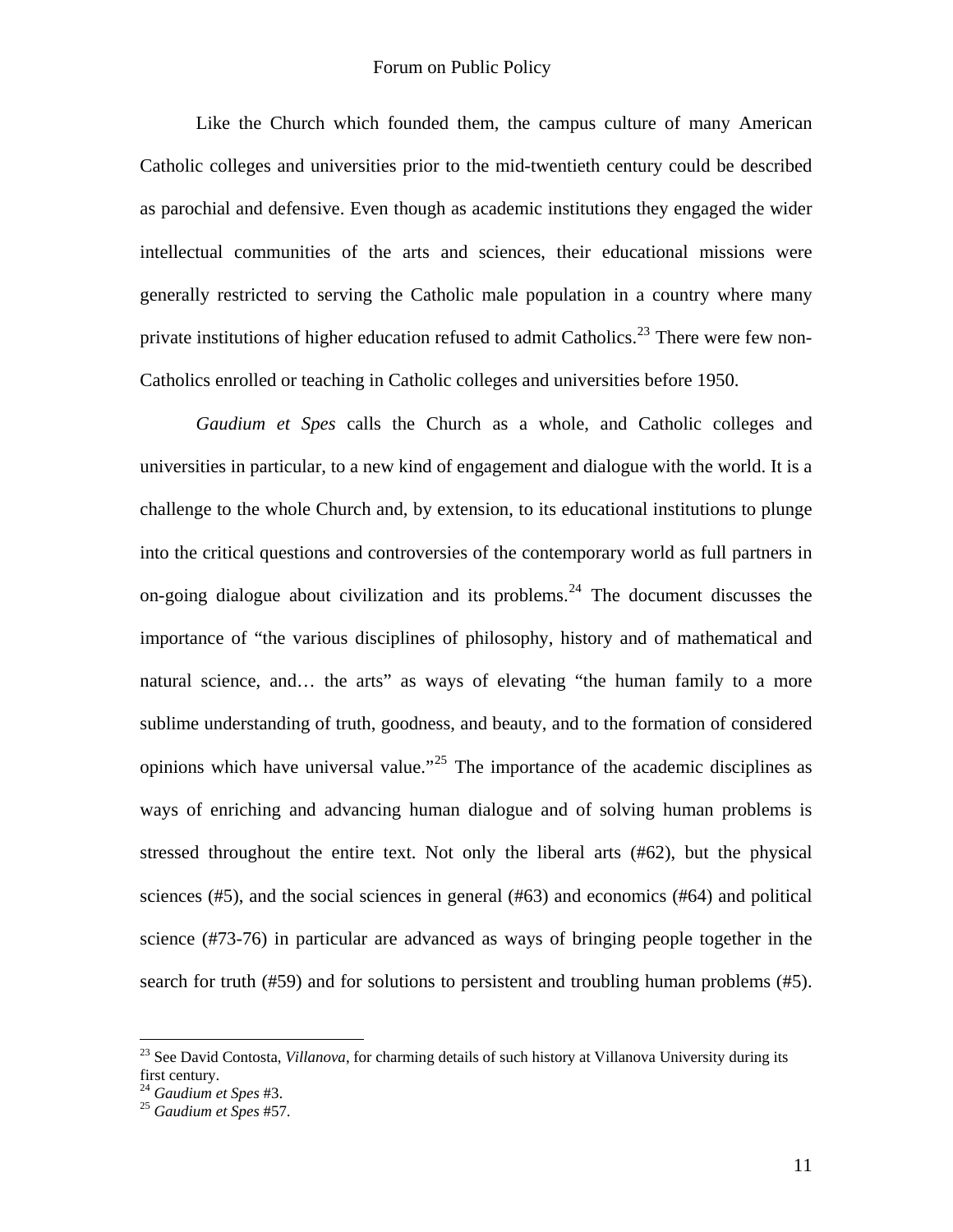Like the Church which founded them, the campus culture of many American Catholic colleges and universities prior to the mid-twentieth century could be described as parochial and defensive. Even though as academic institutions they engaged the wider intellectual communities of the arts and sciences, their educational missions were generally restricted to serving the Catholic male population in a country where many private institutions of higher education refused to admit Catholics.[23] There were few non-Catholics enrolled or teaching in Catholic colleges and universities before 1950.

*Gaudium et Spes* calls the Church as a whole, and Catholic colleges and universities in particular, to a new kind of engagement and dialogue with the world. It is a challenge to the whole Church and, by extension, to its educational institutions to plunge into the critical questions and controversies of the contemporary world as full partners in on-going dialogue about civilization and its problems.[24] The document discusses the importance of "the various disciplines of philosophy, history and of mathematical and natural science, and… the arts" as ways of elevating "the human family to a more sublime understanding of truth, goodness, and beauty, and to the formation of considered opinions which have universal value."[25] The importance of the academic disciplines as ways of enriching and advancing human dialogue and of solving human problems is stressed throughout the entire text. Not only the liberal arts (#62), but the physical sciences (#5), and the social sciences in general (#63) and economics (#64) and political science (#73-76) in particular are advanced as ways of bringing people together in the search for truth (#59) and for solutions to persistent and troubling human problems (#5).

---

[23] See David Contosta, *Villanova*, for charming details of such history at Villanova University during its first century.

[24] *Gaudium et Spes* #3.

[25] *Gaudium et Spes* #57.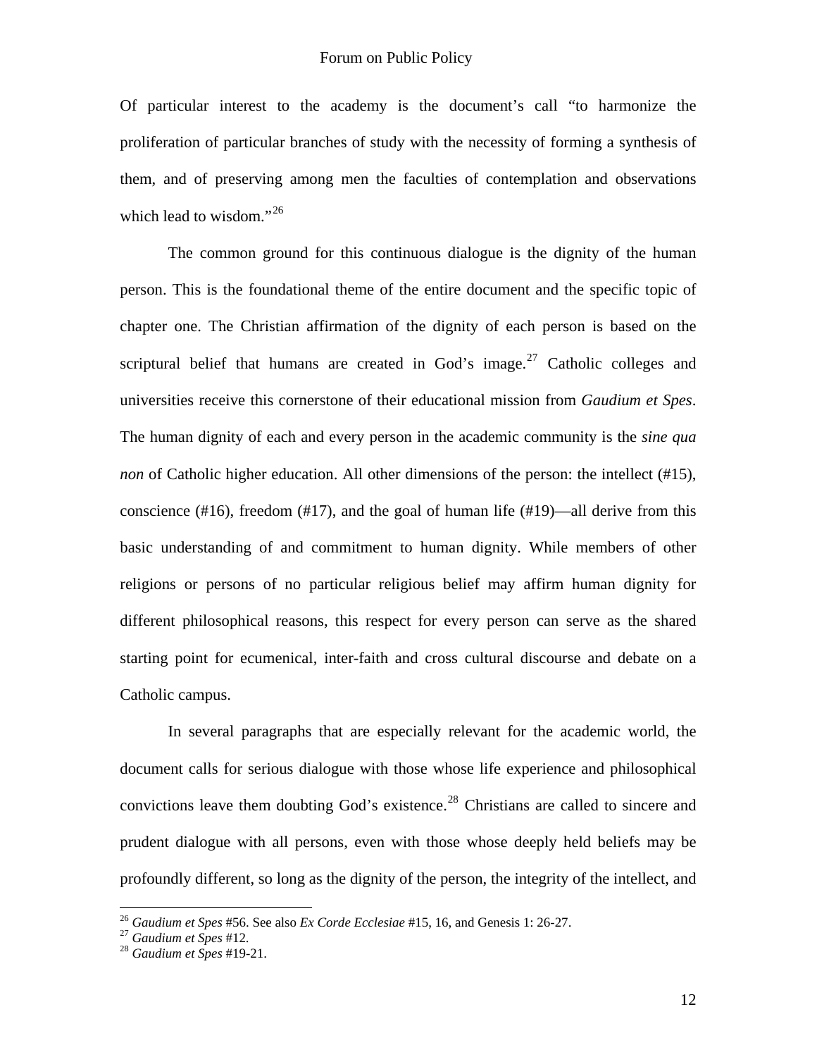Of particular interest to the academy is the document's call "to harmonize the proliferation of particular branches of study with the necessity of forming a synthesis of them, and of preserving among men the faculties of contemplation and observations which lead to wisdom."[26]

The common ground for this continuous dialogue is the dignity of the human person. This is the foundational theme of the entire document and the specific topic of chapter one. The Christian affirmation of the dignity of each person is based on the scriptural belief that humans are created in God's image.[27] Catholic colleges and universities receive this cornerstone of their educational mission from *Gaudium et Spes*. The human dignity of each and every person in the academic community is the *sine qua non* of Catholic higher education. All other dimensions of the person: the intellect (#15), conscience (#16), freedom (#17), and the goal of human life (#19)—all derive from this basic understanding of and commitment to human dignity. While members of other religions or persons of no particular religious belief may affirm human dignity for different philosophical reasons, this respect for every person can serve as the shared starting point for ecumenical, inter-faith and cross cultural discourse and debate on a Catholic campus.

In several paragraphs that are especially relevant for the academic world, the document calls for serious dialogue with those whose life experience and philosophical convictions leave them doubting God's existence.[28] Christians are called to sincere and prudent dialogue with all persons, even with those whose deeply held beliefs may be profoundly different, so long as the dignity of the person, the integrity of the intellect, and

---

[26] *Gaudium et Spes* #56. See also *Ex Corde Ecclesiae* #15, 16, and Genesis 1: 26-27.
[27] *Gaudium et Spes* #12.
[28] *Gaudium et Spes* #19-21.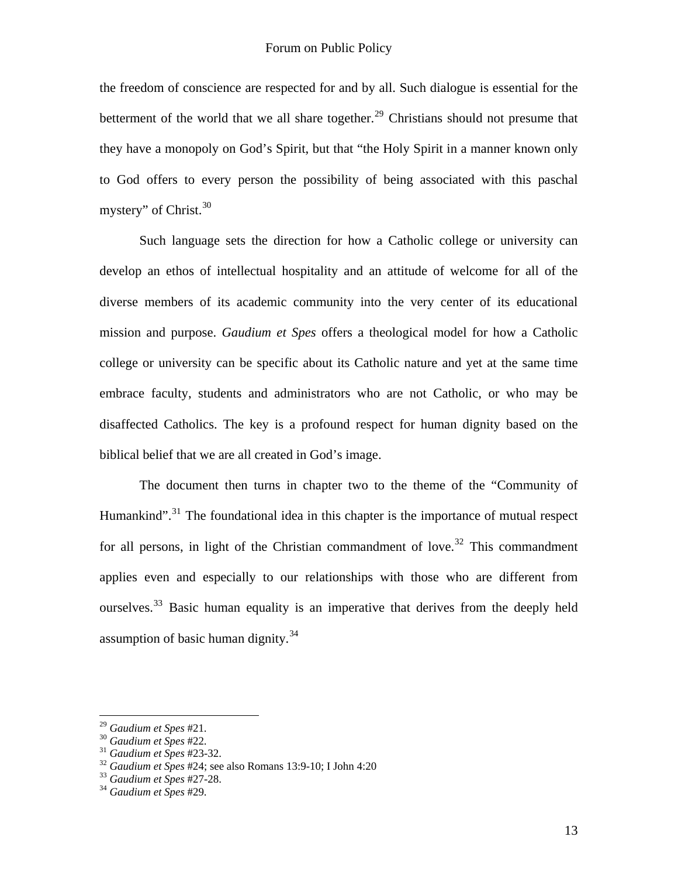the freedom of conscience are respected for and by all. Such dialogue is essential for the betterment of the world that we all share together.[29] Christians should not presume that they have a monopoly on God's Spirit, but that "the Holy Spirit in a manner known only to God offers to every person the possibility of being associated with this paschal mystery" of Christ.[30]

Such language sets the direction for how a Catholic college or university can develop an ethos of intellectual hospitality and an attitude of welcome for all of the diverse members of its academic community into the very center of its educational mission and purpose. *Gaudium et Spes* offers a theological model for how a Catholic college or university can be specific about its Catholic nature and yet at the same time embrace faculty, students and administrators who are not Catholic, or who may be disaffected Catholics. The key is a profound respect for human dignity based on the biblical belief that we are all created in God's image.

The document then turns in chapter two to the theme of the "Community of Humankind".[31] The foundational idea in this chapter is the importance of mutual respect for all persons, in light of the Christian commandment of love.[32] This commandment applies even and especially to our relationships with those who are different from ourselves.[33] Basic human equality is an imperative that derives from the deeply held assumption of basic human dignity.[34]

---

[29] *Gaudium et Spes* #21.
[30] *Gaudium et Spes* #22.
[31] *Gaudium et Spes* #23-32.
[32] *Gaudium et Spes* #24; see also Romans 13:9-10; I John 4:20
[33] *Gaudium et Spes* #27-28.
[34] *Gaudium et Spes* #29.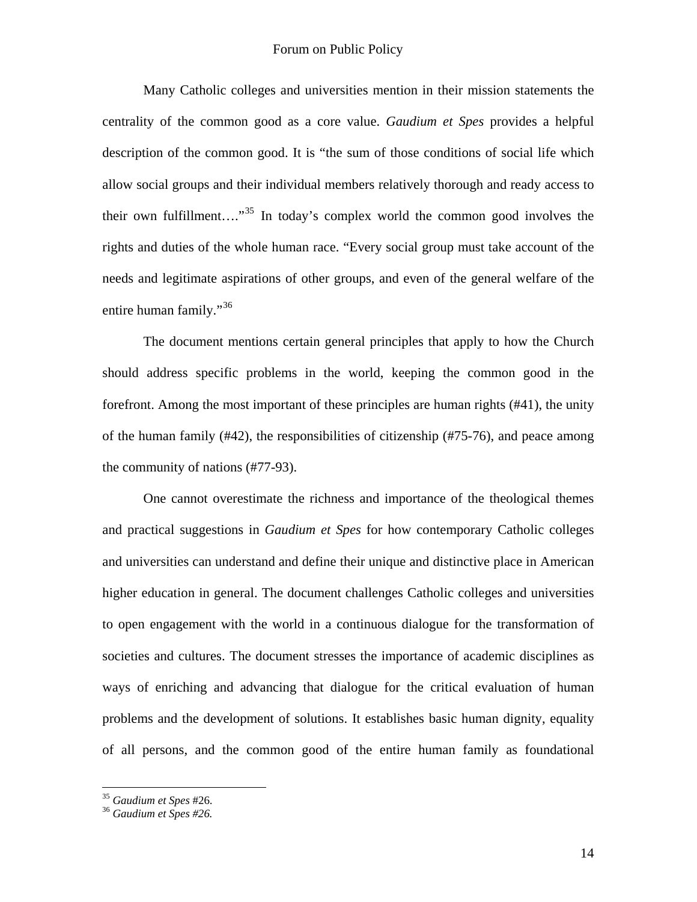Many Catholic colleges and universities mention in their mission statements the centrality of the common good as a core value. *Gaudium et Spes* provides a helpful description of the common good. It is "the sum of those conditions of social life which allow social groups and their individual members relatively thorough and ready access to their own fulfillment…."[35] In today's complex world the common good involves the rights and duties of the whole human race. "Every social group must take account of the needs and legitimate aspirations of other groups, and even of the general welfare of the entire human family."[36]

The document mentions certain general principles that apply to how the Church should address specific problems in the world, keeping the common good in the forefront. Among the most important of these principles are human rights (#41), the unity of the human family (#42), the responsibilities of citizenship (#75-76), and peace among the community of nations (#77-93).

One cannot overestimate the richness and importance of the theological themes and practical suggestions in *Gaudium et Spes* for how contemporary Catholic colleges and universities can understand and define their unique and distinctive place in American higher education in general. The document challenges Catholic colleges and universities to open engagement with the world in a continuous dialogue for the transformation of societies and cultures. The document stresses the importance of academic disciplines as ways of enriching and advancing that dialogue for the critical evaluation of human problems and the development of solutions. It establishes basic human dignity, equality of all persons, and the common good of the entire human family as foundational

---

[35] *Gaudium et Spes* #26.
[36] *Gaudium et Spes #26.*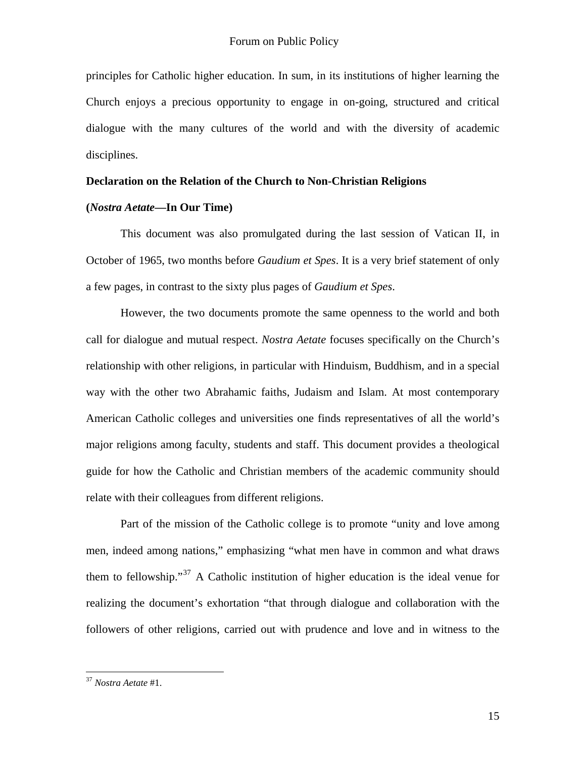principles for Catholic higher education. In sum, in its institutions of higher learning the Church enjoys a precious opportunity to engage in on-going, structured and critical dialogue with the many cultures of the world and with the diversity of academic disciplines.

**Declaration on the Relation of the Church to Non-Christian Religions**

**(*Nostra Aetate*—In Our Time)**

This document was also promulgated during the last session of Vatican II, in October of 1965, two months before *Gaudium et Spes*. It is a very brief statement of only a few pages, in contrast to the sixty plus pages of *Gaudium et Spes*.

However, the two documents promote the same openness to the world and both call for dialogue and mutual respect. *Nostra Aetate* focuses specifically on the Church's relationship with other religions, in particular with Hinduism, Buddhism, and in a special way with the other two Abrahamic faiths, Judaism and Islam. At most contemporary American Catholic colleges and universities one finds representatives of all the world's major religions among faculty, students and staff. This document provides a theological guide for how the Catholic and Christian members of the academic community should relate with their colleagues from different religions.

Part of the mission of the Catholic college is to promote "unity and love among men, indeed among nations," emphasizing "what men have in common and what draws them to fellowship."[37] A Catholic institution of higher education is the ideal venue for realizing the document's exhortation "that through dialogue and collaboration with the followers of other religions, carried out with prudence and love and in witness to the

[37] *Nostra Aetate* #1.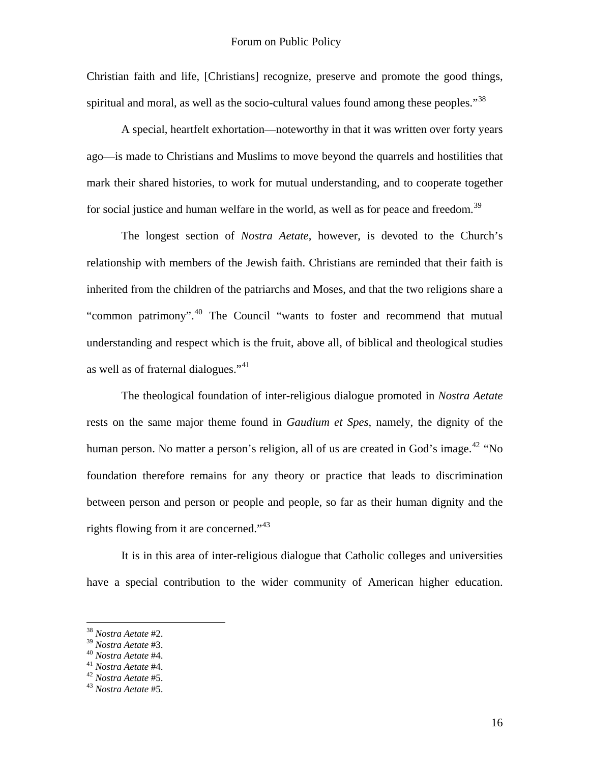Christian faith and life, [Christians] recognize, preserve and promote the good things, spiritual and moral, as well as the socio-cultural values found among these peoples."[38]

A special, heartfelt exhortation—noteworthy in that it was written over forty years ago—is made to Christians and Muslims to move beyond the quarrels and hostilities that mark their shared histories, to work for mutual understanding, and to cooperate together for social justice and human welfare in the world, as well as for peace and freedom.[39]

The longest section of *Nostra Aetate*, however, is devoted to the Church's relationship with members of the Jewish faith. Christians are reminded that their faith is inherited from the children of the patriarchs and Moses, and that the two religions share a "common patrimony".[40] The Council "wants to foster and recommend that mutual understanding and respect which is the fruit, above all, of biblical and theological studies as well as of fraternal dialogues."[41]

The theological foundation of inter-religious dialogue promoted in *Nostra Aetate* rests on the same major theme found in *Gaudium et Spes*, namely, the dignity of the human person. No matter a person's religion, all of us are created in God's image.[42] "No foundation therefore remains for any theory or practice that leads to discrimination between person and person or people and people, so far as their human dignity and the rights flowing from it are concerned."[43]

It is in this area of inter-religious dialogue that Catholic colleges and universities have a special contribution to the wider community of American higher education.

---

[38] *Nostra Aetate* #2.
[39] *Nostra Aetate* #3.
[40] *Nostra Aetate* #4.
[41] *Nostra Aetate* #4.
[42] *Nostra Aetate* #5.
[43] *Nostra Aetate* #5.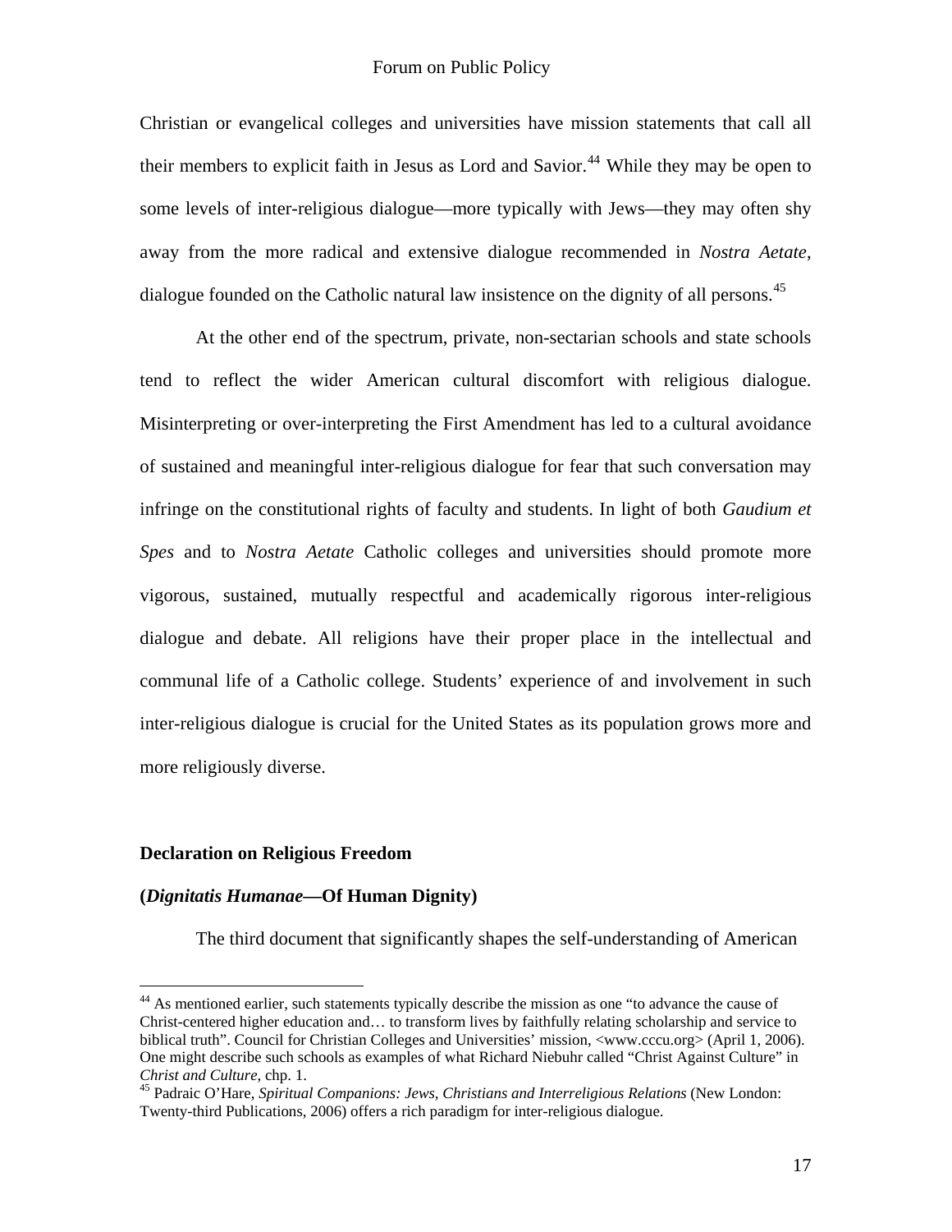Christian or evangelical colleges and universities have mission statements that call all their members to explicit faith in Jesus as Lord and Savior.[44] While they may be open to some levels of inter-religious dialogue—more typically with Jews—they may often shy away from the more radical and extensive dialogue recommended in *Nostra Aetate*, dialogue founded on the Catholic natural law insistence on the dignity of all persons.[45]

At the other end of the spectrum, private, non-sectarian schools and state schools tend to reflect the wider American cultural discomfort with religious dialogue. Misinterpreting or over-interpreting the First Amendment has led to a cultural avoidance of sustained and meaningful inter-religious dialogue for fear that such conversation may infringe on the constitutional rights of faculty and students. In light of both *Gaudium et Spes* and to *Nostra Aetate* Catholic colleges and universities should promote more vigorous, sustained, mutually respectful and academically rigorous inter-religious dialogue and debate. All religions have their proper place in the intellectual and communal life of a Catholic college. Students' experience of and involvement in such inter-religious dialogue is crucial for the United States as its population grows more and more religiously diverse.

**Declaration on Religious Freedom**

**(*Dignitatis Humanae*—Of Human Dignity)**

The third document that significantly shapes the self-understanding of American

---

[44] As mentioned earlier, such statements typically describe the mission as one "to advance the cause of Christ-centered higher education and… to transform lives by faithfully relating scholarship and service to biblical truth". Council for Christian Colleges and Universities' mission, <www.cccu.org> (April 1, 2006). One might describe such schools as examples of what Richard Niebuhr called "Christ Against Culture" in *Christ and Culture*, chp. 1.

[45] Padraic O'Hare, *Spiritual Companions: Jews, Christians and Interreligious Relations* (New London: Twenty-third Publications, 2006) offers a rich paradigm for inter-religious dialogue.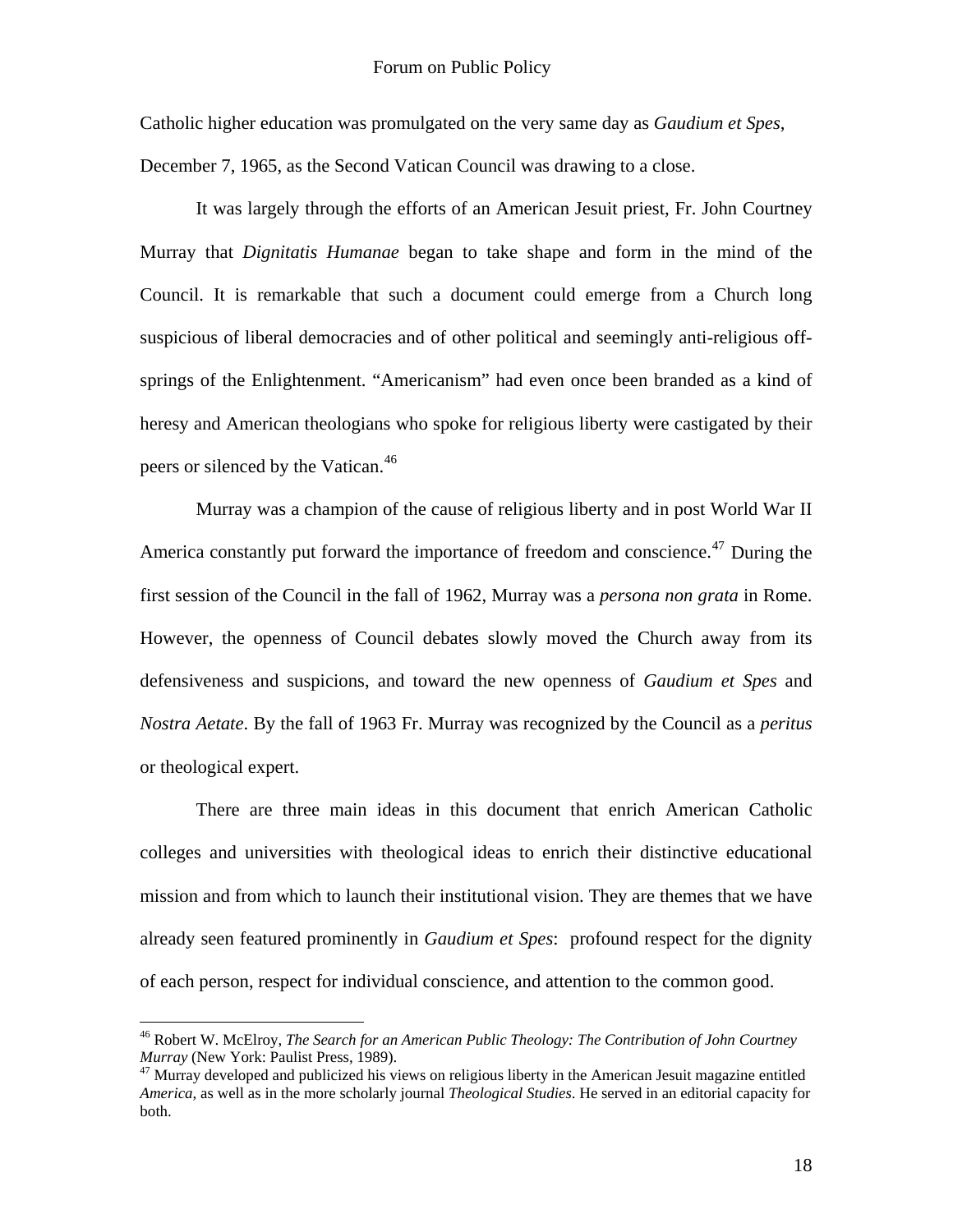Catholic higher education was promulgated on the very same day as *Gaudium et Spes*, December 7, 1965, as the Second Vatican Council was drawing to a close.

It was largely through the efforts of an American Jesuit priest, Fr. John Courtney Murray that *Dignitatis Humanae* began to take shape and form in the mind of the Council. It is remarkable that such a document could emerge from a Church long suspicious of liberal democracies and of other political and seemingly anti-religious off-springs of the Enlightenment. "Americanism" had even once been branded as a kind of heresy and American theologians who spoke for religious liberty were castigated by their peers or silenced by the Vatican.[46]

Murray was a champion of the cause of religious liberty and in post World War II America constantly put forward the importance of freedom and conscience.[47] During the first session of the Council in the fall of 1962, Murray was a *persona non grata* in Rome. However, the openness of Council debates slowly moved the Church away from its defensiveness and suspicions, and toward the new openness of *Gaudium et Spes* and *Nostra Aetate*. By the fall of 1963 Fr. Murray was recognized by the Council as a *peritus* or theological expert.

There are three main ideas in this document that enrich American Catholic colleges and universities with theological ideas to enrich their distinctive educational mission and from which to launch their institutional vision. They are themes that we have already seen featured prominently in *Gaudium et Spes*: profound respect for the dignity of each person, respect for individual conscience, and attention to the common good.

---

[46] Robert W. McElroy, *The Search for an American Public Theology: The Contribution of John Courtney Murray* (New York: Paulist Press, 1989).

[47] Murray developed and publicized his views on religious liberty in the American Jesuit magazine entitled *America*, as well as in the more scholarly journal *Theological Studies*. He served in an editorial capacity for both.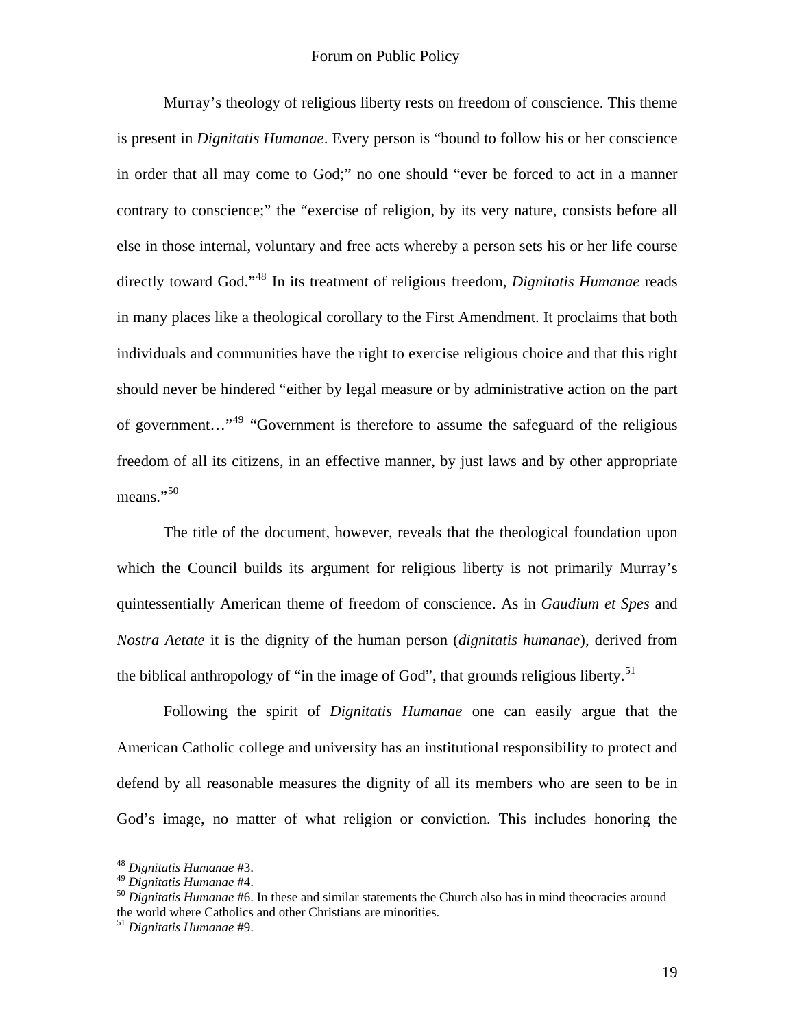Murray's theology of religious liberty rests on freedom of conscience. This theme is present in *Dignitatis Humanae*. Every person is "bound to follow his or her conscience in order that all may come to God;" no one should "ever be forced to act in a manner contrary to conscience;" the "exercise of religion, by its very nature, consists before all else in those internal, voluntary and free acts whereby a person sets his or her life course directly toward God."[48] In its treatment of religious freedom, *Dignitatis Humanae* reads in many places like a theological corollary to the First Amendment. It proclaims that both individuals and communities have the right to exercise religious choice and that this right should never be hindered "either by legal measure or by administrative action on the part of government…"[49] "Government is therefore to assume the safeguard of the religious freedom of all its citizens, in an effective manner, by just laws and by other appropriate means."[50]

The title of the document, however, reveals that the theological foundation upon which the Council builds its argument for religious liberty is not primarily Murray's quintessentially American theme of freedom of conscience. As in *Gaudium et Spes* and *Nostra Aetate* it is the dignity of the human person (*dignitatis humanae*), derived from the biblical anthropology of "in the image of God", that grounds religious liberty.[51]

Following the spirit of *Dignitatis Humanae* one can easily argue that the American Catholic college and university has an institutional responsibility to protect and defend by all reasonable measures the dignity of all its members who are seen to be in God's image, no matter of what religion or conviction. This includes honoring the

---

[48] *Dignitatis Humanae* #3.
[49] *Dignitatis Humanae* #4.
[50] *Dignitatis Humanae* #6. In these and similar statements the Church also has in mind theocracies around the world where Catholics and other Christians are minorities.
[51] *Dignitatis Humanae* #9.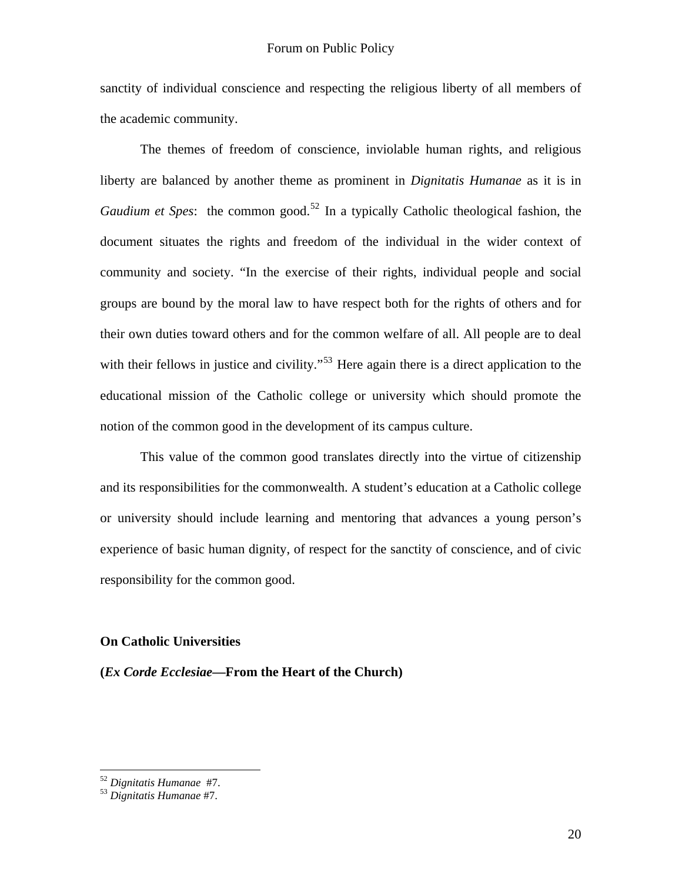sanctity of individual conscience and respecting the religious liberty of all members of the academic community.

The themes of freedom of conscience, inviolable human rights, and religious liberty are balanced by another theme as prominent in *Dignitatis Humanae* as it is in *Gaudium et Spes*: the common good.[52] In a typically Catholic theological fashion, the document situates the rights and freedom of the individual in the wider context of community and society. "In the exercise of their rights, individual people and social groups are bound by the moral law to have respect both for the rights of others and for their own duties toward others and for the common welfare of all. All people are to deal with their fellows in justice and civility."[53] Here again there is a direct application to the educational mission of the Catholic college or university which should promote the notion of the common good in the development of its campus culture.

This value of the common good translates directly into the virtue of citizenship and its responsibilities for the commonwealth. A student's education at a Catholic college or university should include learning and mentoring that advances a young person's experience of basic human dignity, of respect for the sanctity of conscience, and of civic responsibility for the common good.

**On Catholic Universities**

**(*Ex Corde Ecclesiae*—From the Heart of the Church)**

---

[52] *Dignitatis Humanae* #7.
[53] *Dignitatis Humanae* #7.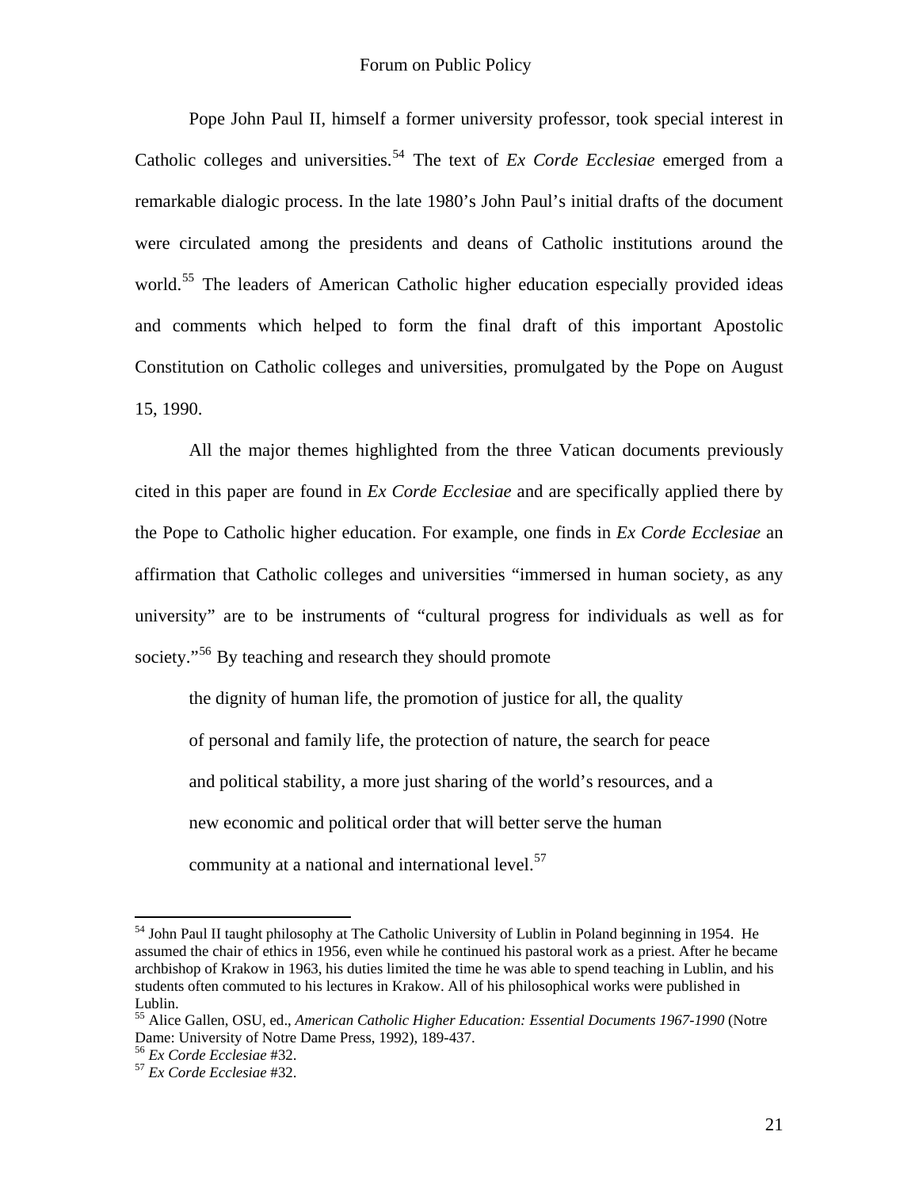Pope John Paul II, himself a former university professor, took special interest in Catholic colleges and universities.[54] The text of *Ex Corde Ecclesiae* emerged from a remarkable dialogic process. In the late 1980's John Paul's initial drafts of the document were circulated among the presidents and deans of Catholic institutions around the world.[55] The leaders of American Catholic higher education especially provided ideas and comments which helped to form the final draft of this important Apostolic Constitution on Catholic colleges and universities, promulgated by the Pope on August 15, 1990.

All the major themes highlighted from the three Vatican documents previously cited in this paper are found in *Ex Corde Ecclesiae* and are specifically applied there by the Pope to Catholic higher education. For example, one finds in *Ex Corde Ecclesiae* an affirmation that Catholic colleges and universities "immersed in human society, as any university" are to be instruments of "cultural progress for individuals as well as for society."[56] By teaching and research they should promote

> the dignity of human life, the promotion of justice for all, the quality of personal and family life, the protection of nature, the search for peace and political stability, a more just sharing of the world's resources, and a new economic and political order that will better serve the human community at a national and international level.[57]

---

[54] John Paul II taught philosophy at The Catholic University of Lublin in Poland beginning in 1954. He assumed the chair of ethics in 1956, even while he continued his pastoral work as a priest. After he became archbishop of Krakow in 1963, his duties limited the time he was able to spend teaching in Lublin, and his students often commuted to his lectures in Krakow. All of his philosophical works were published in Lublin.

[55] Alice Gallen, OSU, ed., *American Catholic Higher Education: Essential Documents 1967-1990* (Notre Dame: University of Notre Dame Press, 1992), 189-437.

[56] *Ex Corde Ecclesiae* #32.

[57] *Ex Corde Ecclesiae* #32.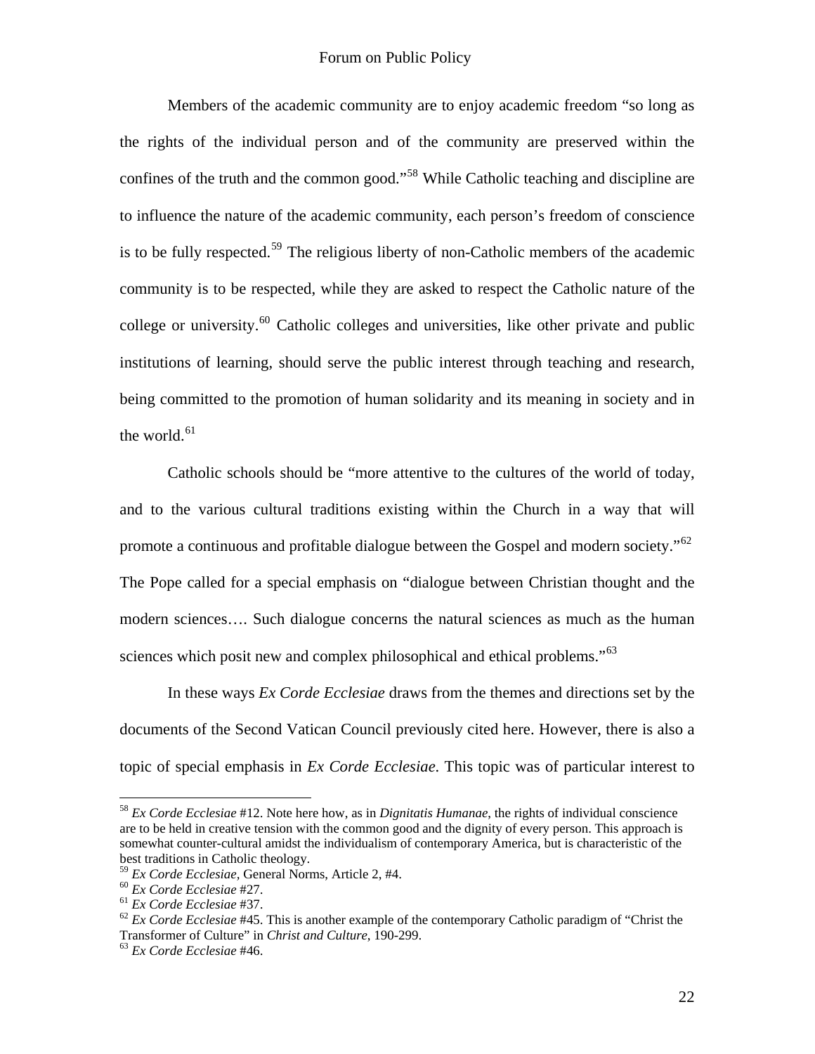Members of the academic community are to enjoy academic freedom "so long as the rights of the individual person and of the community are preserved within the confines of the truth and the common good."[58] While Catholic teaching and discipline are to influence the nature of the academic community, each person's freedom of conscience is to be fully respected.[59] The religious liberty of non-Catholic members of the academic community is to be respected, while they are asked to respect the Catholic nature of the college or university.[60] Catholic colleges and universities, like other private and public institutions of learning, should serve the public interest through teaching and research, being committed to the promotion of human solidarity and its meaning in society and in the world.[61]

Catholic schools should be "more attentive to the cultures of the world of today, and to the various cultural traditions existing within the Church in a way that will promote a continuous and profitable dialogue between the Gospel and modern society."[62] The Pope called for a special emphasis on "dialogue between Christian thought and the modern sciences…. Such dialogue concerns the natural sciences as much as the human sciences which posit new and complex philosophical and ethical problems."[63]

In these ways *Ex Corde Ecclesiae* draws from the themes and directions set by the documents of the Second Vatican Council previously cited here. However, there is also a topic of special emphasis in *Ex Corde Ecclesiae.* This topic was of particular interest to

---

[58] *Ex Corde Ecclesiae* #12. Note here how, as in *Dignitatis Humanae*, the rights of individual conscience are to be held in creative tension with the common good and the dignity of every person. This approach is somewhat counter-cultural amidst the individualism of contemporary America, but is characteristic of the best traditions in Catholic theology.

[59] *Ex Corde Ecclesiae,* General Norms, Article 2, #4.

[60] *Ex Corde Ecclesiae* #27.

[61] *Ex Corde Ecclesiae* #37.

[62] *Ex Corde Ecclesiae* #45. This is another example of the contemporary Catholic paradigm of "Christ the Transformer of Culture" in *Christ and Culture,* 190-299.

[63] *Ex Corde Ecclesiae* #46.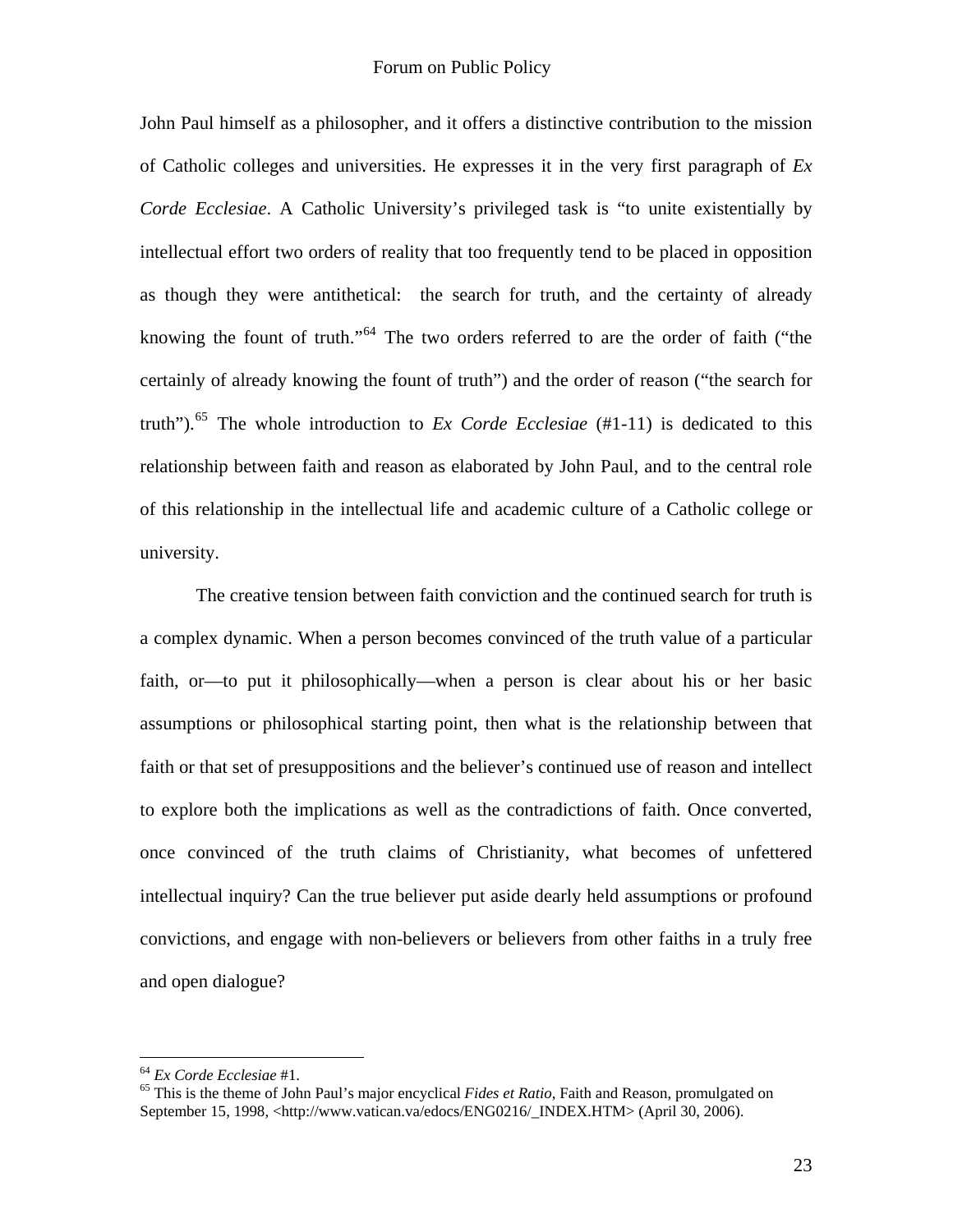John Paul himself as a philosopher, and it offers a distinctive contribution to the mission of Catholic colleges and universities. He expresses it in the very first paragraph of *Ex Corde Ecclesiae*. A Catholic University's privileged task is "to unite existentially by intellectual effort two orders of reality that too frequently tend to be placed in opposition as though they were antithetical: the search for truth, and the certainty of already knowing the fount of truth."[64] The two orders referred to are the order of faith ("the certainly of already knowing the fount of truth") and the order of reason ("the search for truth").[65] The whole introduction to *Ex Corde Ecclesiae* (#1-11) is dedicated to this relationship between faith and reason as elaborated by John Paul, and to the central role of this relationship in the intellectual life and academic culture of a Catholic college or university.

The creative tension between faith conviction and the continued search for truth is a complex dynamic. When a person becomes convinced of the truth value of a particular faith, or—to put it philosophically—when a person is clear about his or her basic assumptions or philosophical starting point, then what is the relationship between that faith or that set of presuppositions and the believer's continued use of reason and intellect to explore both the implications as well as the contradictions of faith. Once converted, once convinced of the truth claims of Christianity, what becomes of unfettered intellectual inquiry? Can the true believer put aside dearly held assumptions or profound convictions, and engage with non-believers or believers from other faiths in a truly free and open dialogue?

---

[64] *Ex Corde Ecclesiae* #1.

[65] This is the theme of John Paul's major encyclical *Fides et Ratio*, Faith and Reason, promulgated on September 15, 1998, <http://www.vatican.va/edocs/ENG0216/_INDEX.HTM> (April 30, 2006).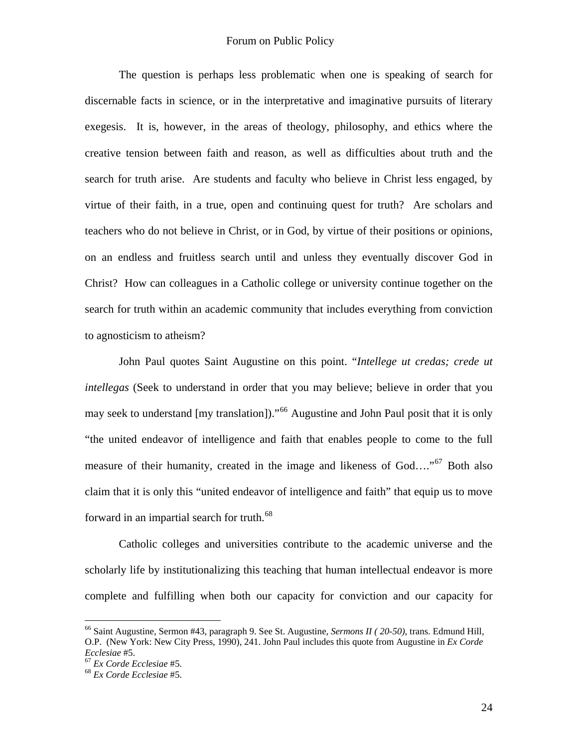The question is perhaps less problematic when one is speaking of search for discernable facts in science, or in the interpretative and imaginative pursuits of literary exegesis. It is, however, in the areas of theology, philosophy, and ethics where the creative tension between faith and reason, as well as difficulties about truth and the search for truth arise. Are students and faculty who believe in Christ less engaged, by virtue of their faith, in a true, open and continuing quest for truth? Are scholars and teachers who do not believe in Christ, or in God, by virtue of their positions or opinions, on an endless and fruitless search until and unless they eventually discover God in Christ? How can colleagues in a Catholic college or university continue together on the search for truth within an academic community that includes everything from conviction to agnosticism to atheism?

John Paul quotes Saint Augustine on this point. "*Intellege ut credas; crede ut intellegas* (Seek to understand in order that you may believe; believe in order that you may seek to understand [my translation])."[66] Augustine and John Paul posit that it is only "the united endeavor of intelligence and faith that enables people to come to the full measure of their humanity, created in the image and likeness of God…."[67] Both also claim that it is only this "united endeavor of intelligence and faith" that equip us to move forward in an impartial search for truth.[68]

Catholic colleges and universities contribute to the academic universe and the scholarly life by institutionalizing this teaching that human intellectual endeavor is more complete and fulfilling when both our capacity for conviction and our capacity for

---

[66] Saint Augustine, Sermon #43, paragraph 9. See St. Augustine, *Sermons II ( 20-50)*, trans. Edmund Hill, O.P. (New York: New City Press, 1990), 241. John Paul includes this quote from Augustine in *Ex Corde Ecclesiae* #5.

[67] *Ex Corde Ecclesiae* #5.

[68] *Ex Corde Ecclesiae* #5.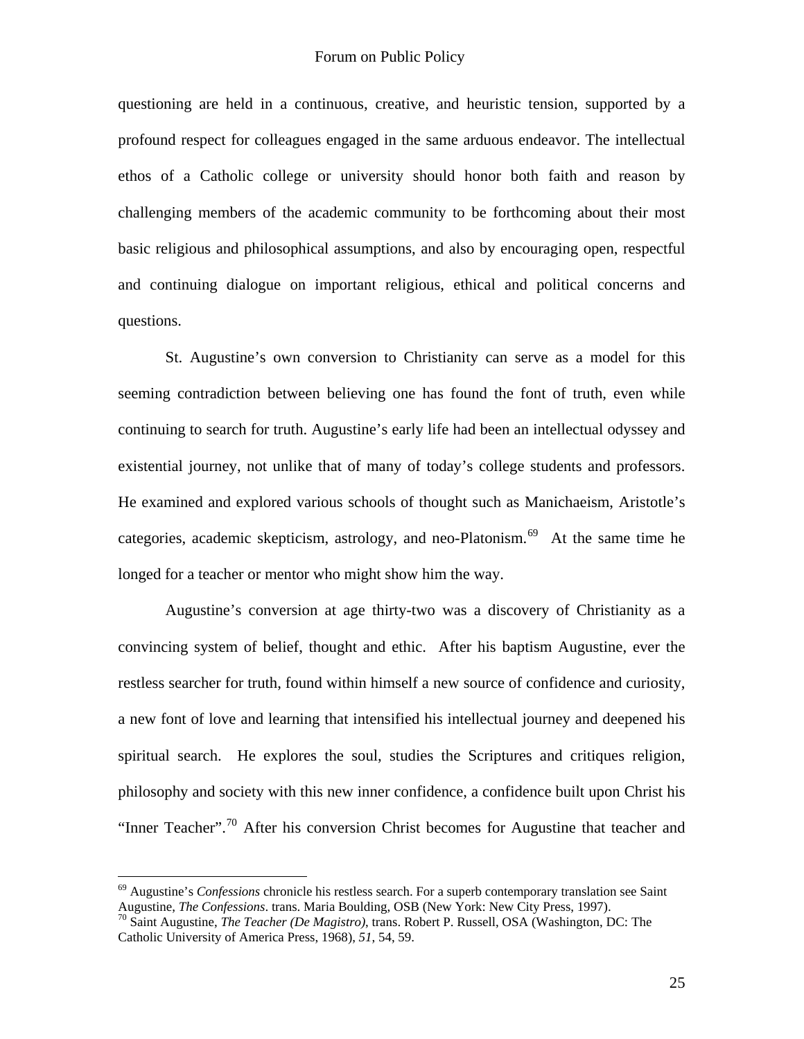questioning are held in a continuous, creative, and heuristic tension, supported by a profound respect for colleagues engaged in the same arduous endeavor. The intellectual ethos of a Catholic college or university should honor both faith and reason by challenging members of the academic community to be forthcoming about their most basic religious and philosophical assumptions, and also by encouraging open, respectful and continuing dialogue on important religious, ethical and political concerns and questions.

St. Augustine's own conversion to Christianity can serve as a model for this seeming contradiction between believing one has found the font of truth, even while continuing to search for truth. Augustine's early life had been an intellectual odyssey and existential journey, not unlike that of many of today's college students and professors. He examined and explored various schools of thought such as Manichaeism, Aristotle's categories, academic skepticism, astrology, and neo-Platonism.[69] At the same time he longed for a teacher or mentor who might show him the way.

Augustine's conversion at age thirty-two was a discovery of Christianity as a convincing system of belief, thought and ethic. After his baptism Augustine, ever the restless searcher for truth, found within himself a new source of confidence and curiosity, a new font of love and learning that intensified his intellectual journey and deepened his spiritual search. He explores the soul, studies the Scriptures and critiques religion, philosophy and society with this new inner confidence, a confidence built upon Christ his "Inner Teacher".[70] After his conversion Christ becomes for Augustine that teacher and

---

[69] Augustine's *Confessions* chronicle his restless search. For a superb contemporary translation see Saint Augustine, *The Confessions*. trans. Maria Boulding, OSB (New York: New City Press, 1997).

[70] Saint Augustine, *The Teacher (De Magistro)*, trans. Robert P. Russell, OSA (Washington, DC: The Catholic University of America Press, 1968), *51*, 54, 59.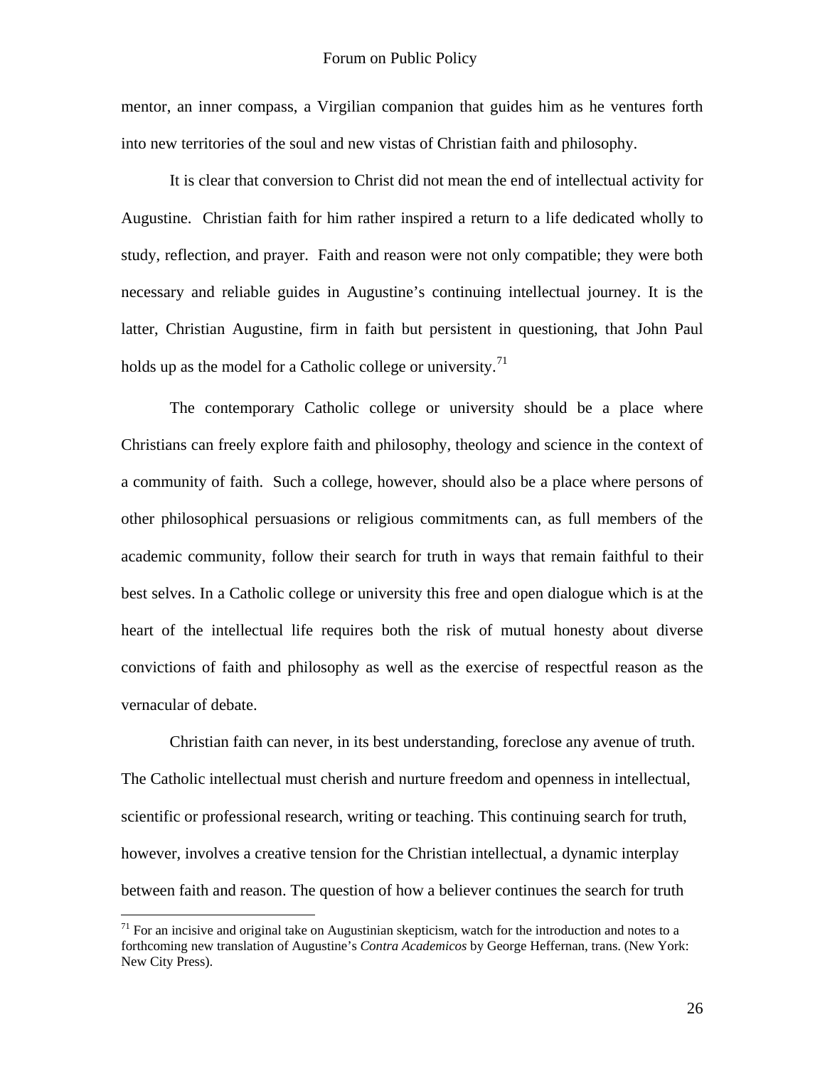mentor, an inner compass, a Virgilian companion that guides him as he ventures forth into new territories of the soul and new vistas of Christian faith and philosophy.

It is clear that conversion to Christ did not mean the end of intellectual activity for Augustine. Christian faith for him rather inspired a return to a life dedicated wholly to study, reflection, and prayer. Faith and reason were not only compatible; they were both necessary and reliable guides in Augustine's continuing intellectual journey. It is the latter, Christian Augustine, firm in faith but persistent in questioning, that John Paul holds up as the model for a Catholic college or university.[71]

The contemporary Catholic college or university should be a place where Christians can freely explore faith and philosophy, theology and science in the context of a community of faith. Such a college, however, should also be a place where persons of other philosophical persuasions or religious commitments can, as full members of the academic community, follow their search for truth in ways that remain faithful to their best selves. In a Catholic college or university this free and open dialogue which is at the heart of the intellectual life requires both the risk of mutual honesty about diverse convictions of faith and philosophy as well as the exercise of respectful reason as the vernacular of debate.

Christian faith can never, in its best understanding, foreclose any avenue of truth. The Catholic intellectual must cherish and nurture freedom and openness in intellectual, scientific or professional research, writing or teaching. This continuing search for truth, however, involves a creative tension for the Christian intellectual, a dynamic interplay between faith and reason. The question of how a believer continues the search for truth

[71] For an incisive and original take on Augustinian skepticism, watch for the introduction and notes to a forthcoming new translation of Augustine's *Contra Academicos* by George Heffernan, trans. (New York: New City Press).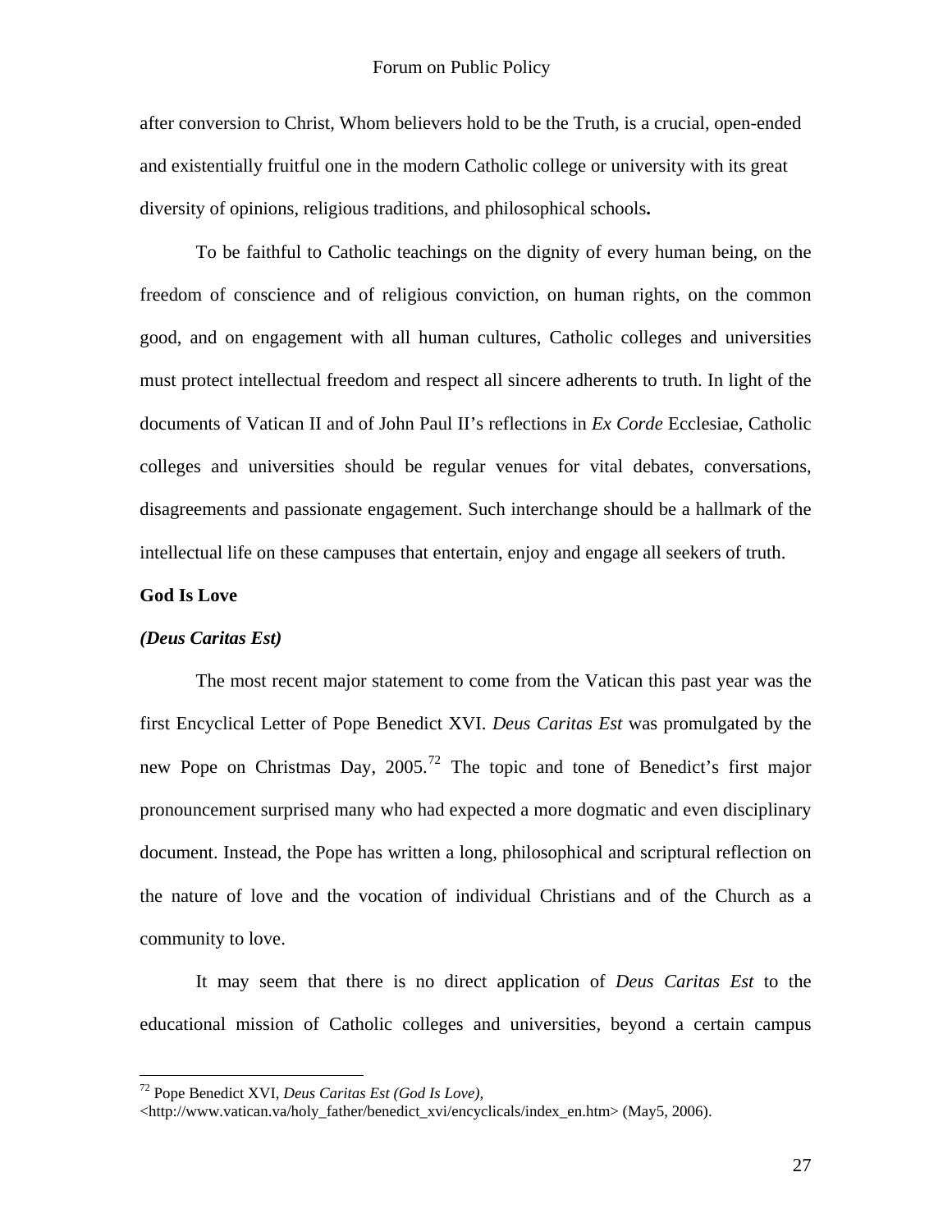after conversion to Christ, Whom believers hold to be the Truth, is a crucial, open-ended and existentially fruitful one in the modern Catholic college or university with its great diversity of opinions, religious traditions, and philosophical schools**.**

To be faithful to Catholic teachings on the dignity of every human being, on the freedom of conscience and of religious conviction, on human rights, on the common good, and on engagement with all human cultures, Catholic colleges and universities must protect intellectual freedom and respect all sincere adherents to truth. In light of the documents of Vatican II and of John Paul II's reflections in *Ex Corde* Ecclesiae, Catholic colleges and universities should be regular venues for vital debates, conversations, disagreements and passionate engagement. Such interchange should be a hallmark of the intellectual life on these campuses that entertain, enjoy and engage all seekers of truth.

**God Is Love**

***(Deus Caritas Est)***

The most recent major statement to come from the Vatican this past year was the first Encyclical Letter of Pope Benedict XVI. *Deus Caritas Est* was promulgated by the new Pope on Christmas Day, 2005.[72] The topic and tone of Benedict's first major pronouncement surprised many who had expected a more dogmatic and even disciplinary document. Instead, the Pope has written a long, philosophical and scriptural reflection on the nature of love and the vocation of individual Christians and of the Church as a community to love.

It may seem that there is no direct application of *Deus Caritas Est* to the educational mission of Catholic colleges and universities, beyond a certain campus

---

[72] Pope Benedict XVI, *Deus Caritas Est (God Is Love),* <http://www.vatican.va/holy_father/benedict_xvi/encyclicals/index_en.htm> (May5, 2006).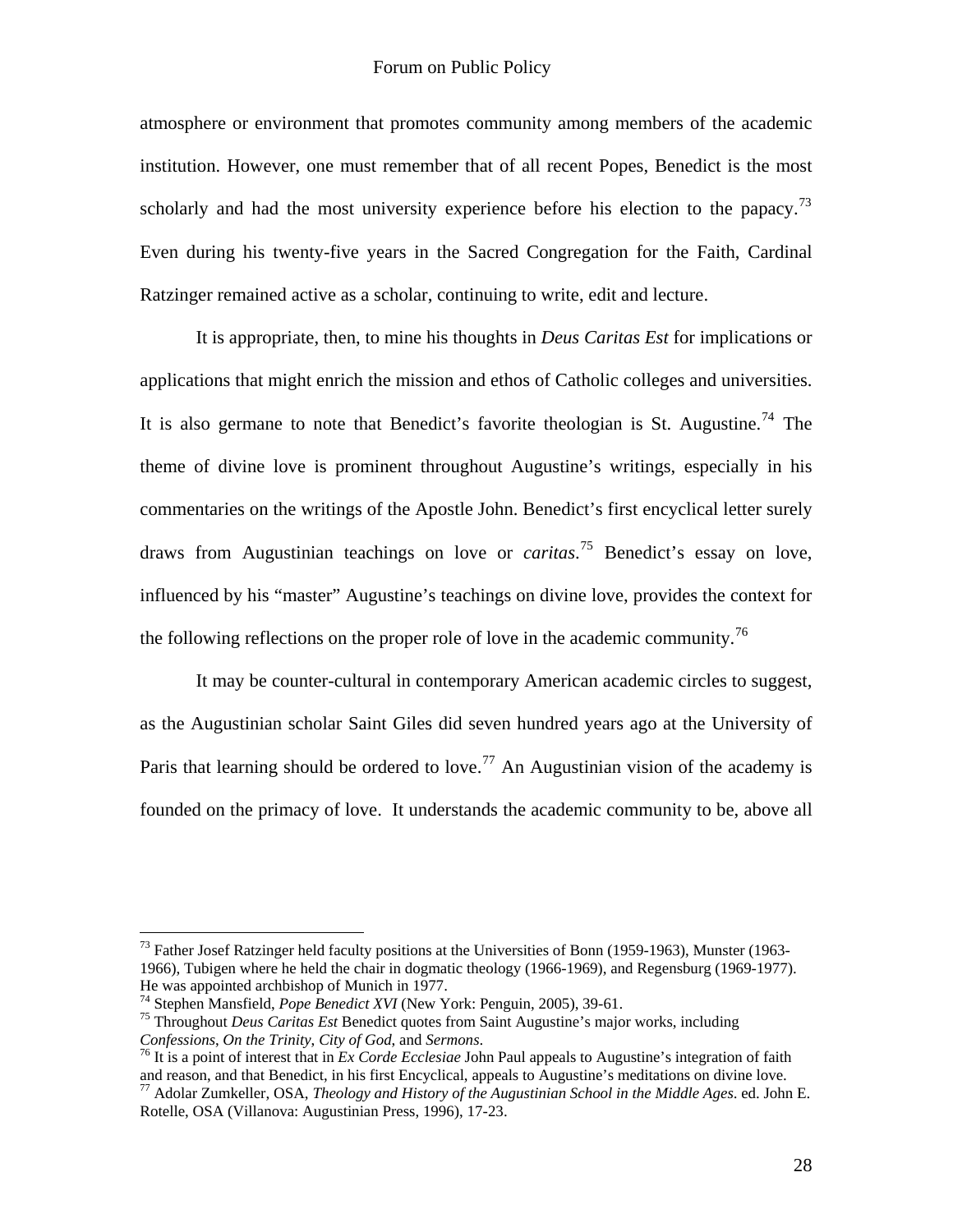atmosphere or environment that promotes community among members of the academic institution. However, one must remember that of all recent Popes, Benedict is the most scholarly and had the most university experience before his election to the papacy.[73] Even during his twenty-five years in the Sacred Congregation for the Faith, Cardinal Ratzinger remained active as a scholar, continuing to write, edit and lecture.

It is appropriate, then, to mine his thoughts in *Deus Caritas Est* for implications or applications that might enrich the mission and ethos of Catholic colleges and universities. It is also germane to note that Benedict's favorite theologian is St. Augustine.[74] The theme of divine love is prominent throughout Augustine's writings, especially in his commentaries on the writings of the Apostle John. Benedict's first encyclical letter surely draws from Augustinian teachings on love or *caritas*.[75] Benedict's essay on love, influenced by his "master" Augustine's teachings on divine love, provides the context for the following reflections on the proper role of love in the academic community.[76]

It may be counter-cultural in contemporary American academic circles to suggest, as the Augustinian scholar Saint Giles did seven hundred years ago at the University of Paris that learning should be ordered to love.[77] An Augustinian vision of the academy is founded on the primacy of love. It understands the academic community to be, above all

---

[73] Father Josef Ratzinger held faculty positions at the Universities of Bonn (1959-1963), Munster (1963-1966), Tubigen where he held the chair in dogmatic theology (1966-1969), and Regensburg (1969-1977). He was appointed archbishop of Munich in 1977.

[74] Stephen Mansfield, *Pope Benedict XVI* (New York: Penguin, 2005), 39-61.

[75] Throughout *Deus Caritas Est* Benedict quotes from Saint Augustine's major works, including *Confessions*, *On the Trinity*, *City of God*, and *Sermons*.

[76] It is a point of interest that in *Ex Corde Ecclesiae* John Paul appeals to Augustine's integration of faith and reason, and that Benedict, in his first Encyclical, appeals to Augustine's meditations on divine love.

[77] Adolar Zumkeller, OSA, *Theology and History of the Augustinian School in the Middle Ages*. ed. John E. Rotelle, OSA (Villanova: Augustinian Press, 1996), 17-23.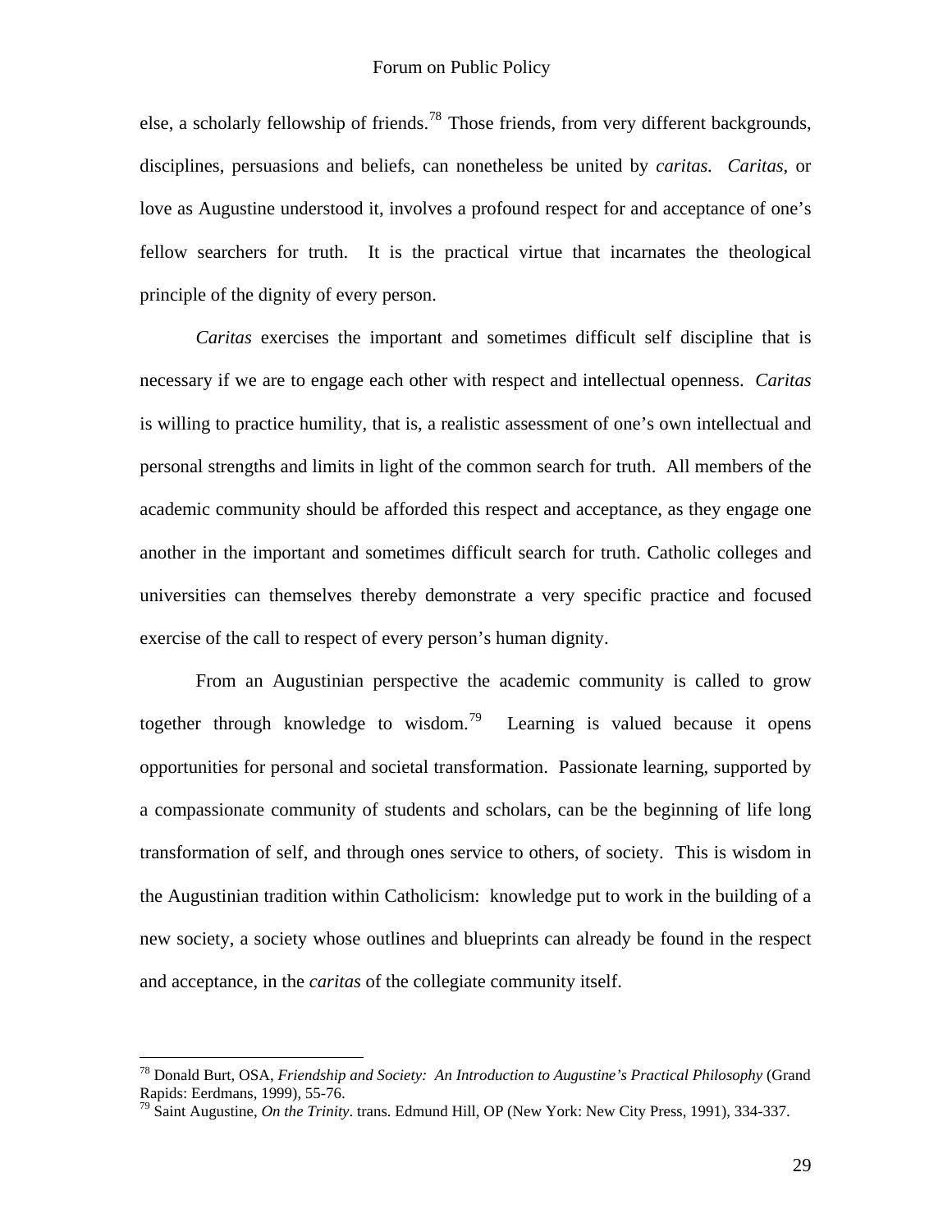else, a scholarly fellowship of friends.[78] Those friends, from very different backgrounds, disciplines, persuasions and beliefs, can nonetheless be united by *caritas*. *Caritas*, or love as Augustine understood it, involves a profound respect for and acceptance of one's fellow searchers for truth. It is the practical virtue that incarnates the theological principle of the dignity of every person.

*Caritas* exercises the important and sometimes difficult self discipline that is necessary if we are to engage each other with respect and intellectual openness. *Caritas* is willing to practice humility, that is, a realistic assessment of one's own intellectual and personal strengths and limits in light of the common search for truth. All members of the academic community should be afforded this respect and acceptance, as they engage one another in the important and sometimes difficult search for truth. Catholic colleges and universities can themselves thereby demonstrate a very specific practice and focused exercise of the call to respect of every person's human dignity.

From an Augustinian perspective the academic community is called to grow together through knowledge to wisdom.[79] Learning is valued because it opens opportunities for personal and societal transformation. Passionate learning, supported by a compassionate community of students and scholars, can be the beginning of life long transformation of self, and through ones service to others, of society. This is wisdom in the Augustinian tradition within Catholicism: knowledge put to work in the building of a new society, a society whose outlines and blueprints can already be found in the respect and acceptance, in the *caritas* of the collegiate community itself.

---

[78] Donald Burt, OSA, *Friendship and Society: An Introduction to Augustine's Practical Philosophy* (Grand Rapids: Eerdmans, 1999), 55-76.

[79] Saint Augustine, *On the Trinity*. trans. Edmund Hill, OP (New York: New City Press, 1991), 334-337.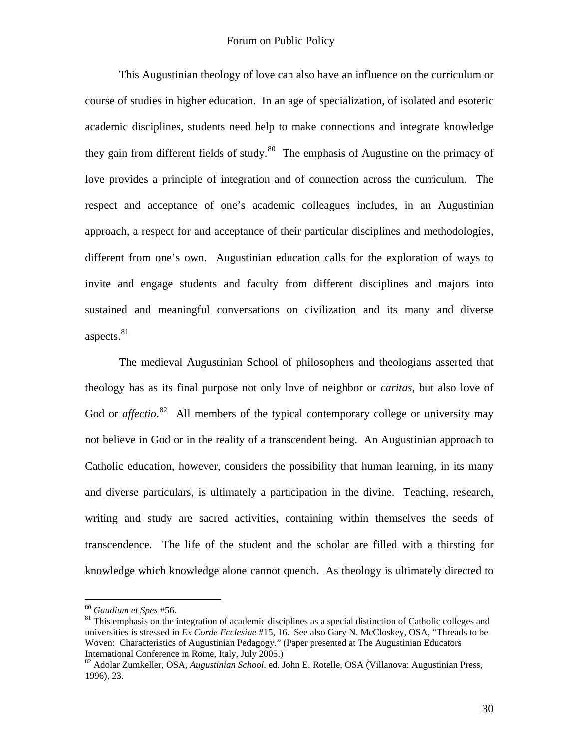This Augustinian theology of love can also have an influence on the curriculum or course of studies in higher education. In an age of specialization, of isolated and esoteric academic disciplines, students need help to make connections and integrate knowledge they gain from different fields of study.[80] The emphasis of Augustine on the primacy of love provides a principle of integration and of connection across the curriculum. The respect and acceptance of one's academic colleagues includes, in an Augustinian approach, a respect for and acceptance of their particular disciplines and methodologies, different from one's own. Augustinian education calls for the exploration of ways to invite and engage students and faculty from different disciplines and majors into sustained and meaningful conversations on civilization and its many and diverse aspects.[81]

The medieval Augustinian School of philosophers and theologians asserted that theology has as its final purpose not only love of neighbor or *caritas*, but also love of God or *affectio*.[82] All members of the typical contemporary college or university may not believe in God or in the reality of a transcendent being. An Augustinian approach to Catholic education, however, considers the possibility that human learning, in its many and diverse particulars, is ultimately a participation in the divine. Teaching, research, writing and study are sacred activities, containing within themselves the seeds of transcendence. The life of the student and the scholar are filled with a thirsting for knowledge which knowledge alone cannot quench. As theology is ultimately directed to

---

[80] *Gaudium et Spes* #56.

[81] This emphasis on the integration of academic disciplines as a special distinction of Catholic colleges and universities is stressed in *Ex Corde Ecclesiae* #15, 16. See also Gary N. McCloskey, OSA, "Threads to be Woven: Characteristics of Augustinian Pedagogy." (Paper presented at The Augustinian Educators International Conference in Rome, Italy, July 2005.)

[82] Adolar Zumkeller, OSA, *Augustinian School*. ed. John E. Rotelle, OSA (Villanova: Augustinian Press, 1996), 23.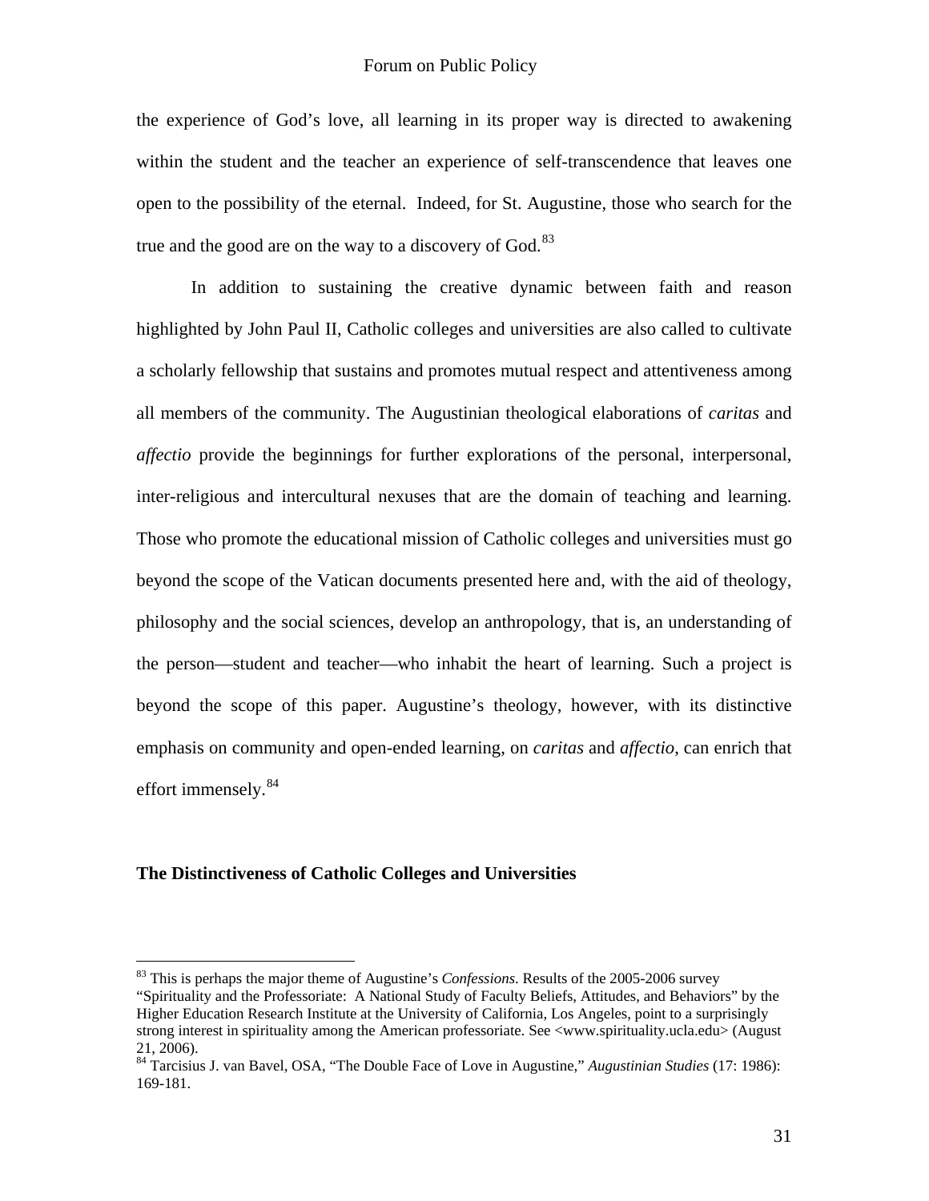the experience of God's love, all learning in its proper way is directed to awakening within the student and the teacher an experience of self-transcendence that leaves one open to the possibility of the eternal. Indeed, for St. Augustine, those who search for the true and the good are on the way to a discovery of God.[83]

In addition to sustaining the creative dynamic between faith and reason highlighted by John Paul II, Catholic colleges and universities are also called to cultivate a scholarly fellowship that sustains and promotes mutual respect and attentiveness among all members of the community. The Augustinian theological elaborations of *caritas* and *affectio* provide the beginnings for further explorations of the personal, interpersonal, inter-religious and intercultural nexuses that are the domain of teaching and learning. Those who promote the educational mission of Catholic colleges and universities must go beyond the scope of the Vatican documents presented here and, with the aid of theology, philosophy and the social sciences, develop an anthropology, that is, an understanding of the person—student and teacher—who inhabit the heart of learning. Such a project is beyond the scope of this paper. Augustine's theology, however, with its distinctive emphasis on community and open-ended learning, on *caritas* and *affectio*, can enrich that effort immensely.[84]

**The Distinctiveness of Catholic Colleges and Universities**

---

[83] This is perhaps the major theme of Augustine's *Confessions*. Results of the 2005-2006 survey "Spirituality and the Professoriate: A National Study of Faculty Beliefs, Attitudes, and Behaviors" by the Higher Education Research Institute at the University of California, Los Angeles, point to a surprisingly strong interest in spirituality among the American professoriate. See <www.spirituality.ucla.edu> (August 21, 2006).

[84] Tarcisius J. van Bavel, OSA, "The Double Face of Love in Augustine," *Augustinian Studies* (17: 1986): 169-181.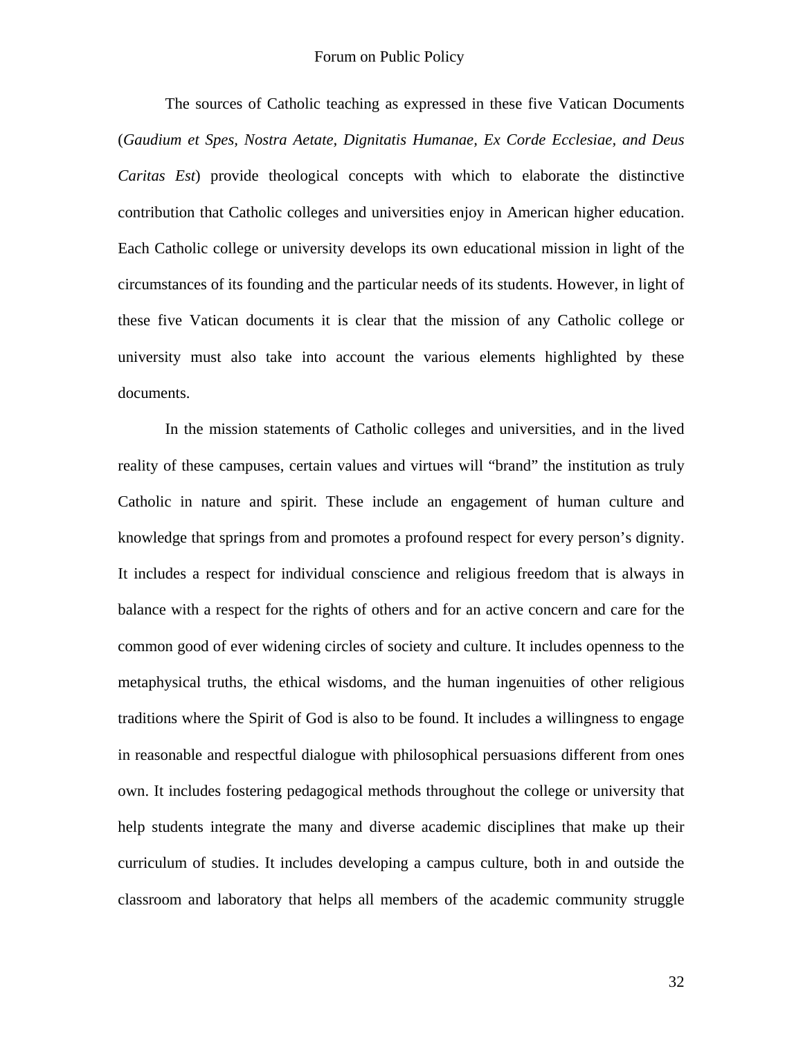The sources of Catholic teaching as expressed in these five Vatican Documents (*Gaudium et Spes, Nostra Aetate, Dignitatis Humanae, Ex Corde Ecclesiae, and Deus Caritas Est*) provide theological concepts with which to elaborate the distinctive contribution that Catholic colleges and universities enjoy in American higher education. Each Catholic college or university develops its own educational mission in light of the circumstances of its founding and the particular needs of its students. However, in light of these five Vatican documents it is clear that the mission of any Catholic college or university must also take into account the various elements highlighted by these documents.

In the mission statements of Catholic colleges and universities, and in the lived reality of these campuses, certain values and virtues will "brand" the institution as truly Catholic in nature and spirit. These include an engagement of human culture and knowledge that springs from and promotes a profound respect for every person's dignity. It includes a respect for individual conscience and religious freedom that is always in balance with a respect for the rights of others and for an active concern and care for the common good of ever widening circles of society and culture. It includes openness to the metaphysical truths, the ethical wisdoms, and the human ingenuities of other religious traditions where the Spirit of God is also to be found. It includes a willingness to engage in reasonable and respectful dialogue with philosophical persuasions different from ones own. It includes fostering pedagogical methods throughout the college or university that help students integrate the many and diverse academic disciplines that make up their curriculum of studies. It includes developing a campus culture, both in and outside the classroom and laboratory that helps all members of the academic community struggle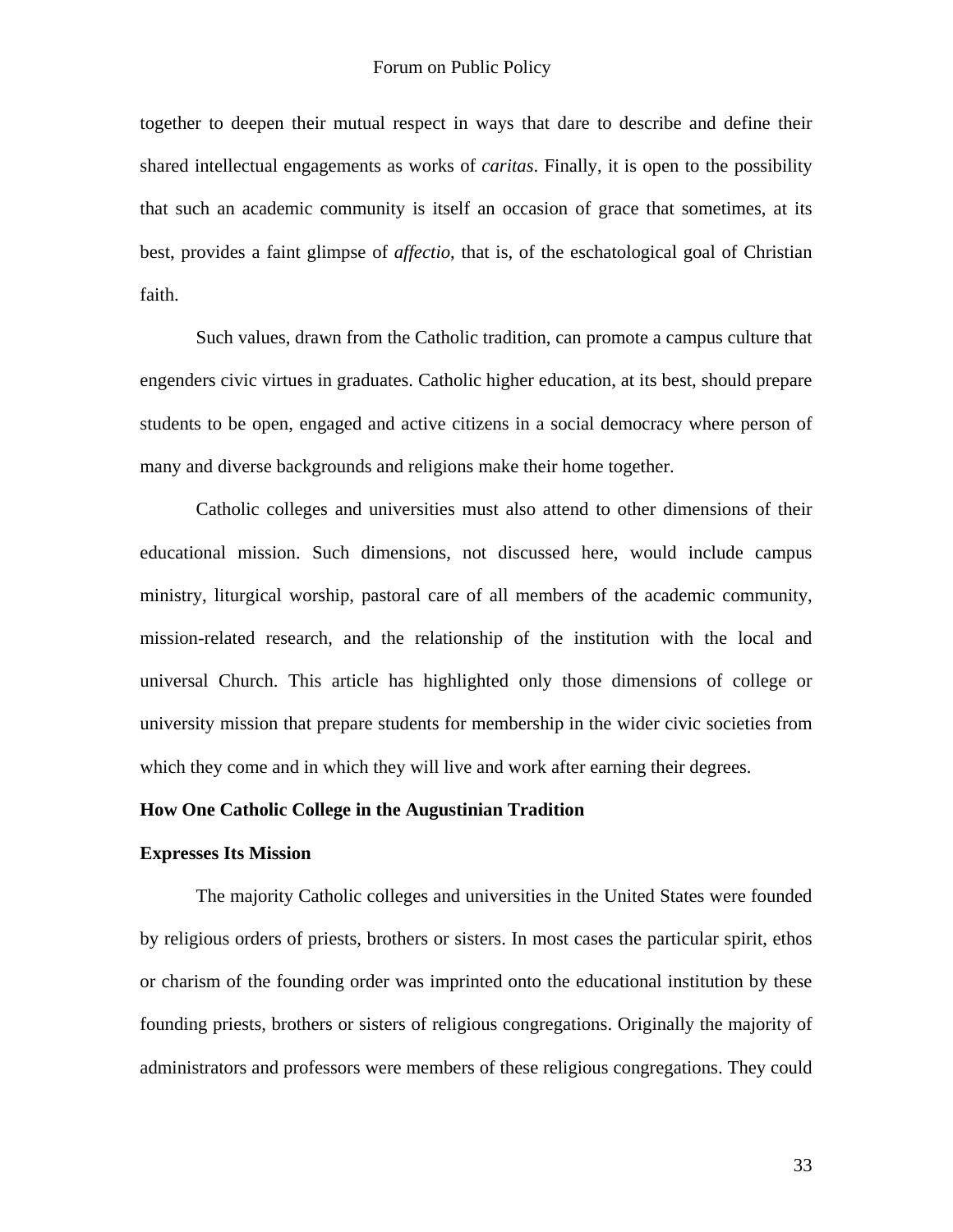together to deepen their mutual respect in ways that dare to describe and define their shared intellectual engagements as works of *caritas*. Finally, it is open to the possibility that such an academic community is itself an occasion of grace that sometimes, at its best, provides a faint glimpse of *affectio*, that is, of the eschatological goal of Christian faith.

Such values, drawn from the Catholic tradition, can promote a campus culture that engenders civic virtues in graduates. Catholic higher education, at its best, should prepare students to be open, engaged and active citizens in a social democracy where person of many and diverse backgrounds and religions make their home together.

Catholic colleges and universities must also attend to other dimensions of their educational mission. Such dimensions, not discussed here, would include campus ministry, liturgical worship, pastoral care of all members of the academic community, mission-related research, and the relationship of the institution with the local and universal Church. This article has highlighted only those dimensions of college or university mission that prepare students for membership in the wider civic societies from which they come and in which they will live and work after earning their degrees.

**How One Catholic College in the Augustinian Tradition Expresses Its Mission**

The majority Catholic colleges and universities in the United States were founded by religious orders of priests, brothers or sisters. In most cases the particular spirit, ethos or charism of the founding order was imprinted onto the educational institution by these founding priests, brothers or sisters of religious congregations. Originally the majority of administrators and professors were members of these religious congregations. They could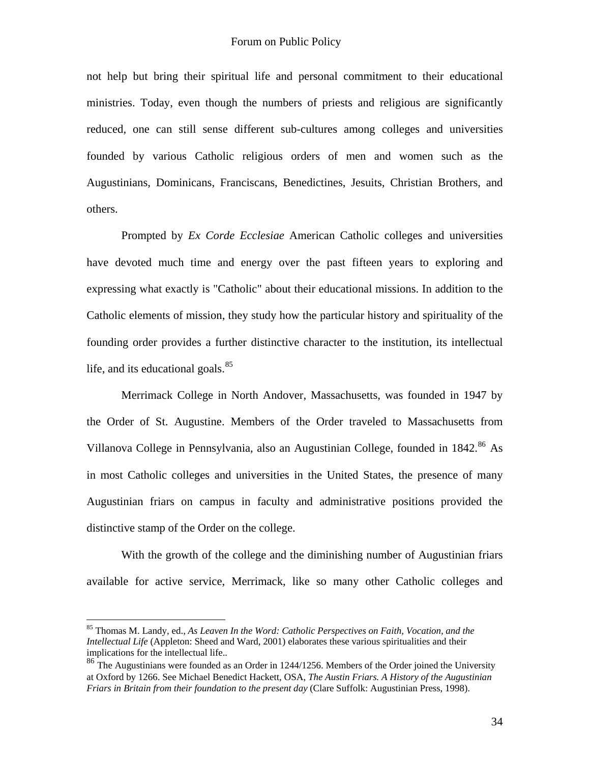not help but bring their spiritual life and personal commitment to their educational ministries. Today, even though the numbers of priests and religious are significantly reduced, one can still sense different sub-cultures among colleges and universities founded by various Catholic religious orders of men and women such as the Augustinians, Dominicans, Franciscans, Benedictines, Jesuits, Christian Brothers, and others.

Prompted by *Ex Corde Ecclesiae* American Catholic colleges and universities have devoted much time and energy over the past fifteen years to exploring and expressing what exactly is "Catholic" about their educational missions. In addition to the Catholic elements of mission, they study how the particular history and spirituality of the founding order provides a further distinctive character to the institution, its intellectual life, and its educational goals.[85]

Merrimack College in North Andover, Massachusetts, was founded in 1947 by the Order of St. Augustine. Members of the Order traveled to Massachusetts from Villanova College in Pennsylvania, also an Augustinian College, founded in 1842.[86] As in most Catholic colleges and universities in the United States, the presence of many Augustinian friars on campus in faculty and administrative positions provided the distinctive stamp of the Order on the college.

With the growth of the college and the diminishing number of Augustinian friars available for active service, Merrimack, like so many other Catholic colleges and

---

[85] Thomas M. Landy, ed., *As Leaven In the Word: Catholic Perspectives on Faith, Vocation, and the Intellectual Life* (Appleton: Sheed and Ward, 2001) elaborates these various spiritualities and their implications for the intellectual life..

[86] The Augustinians were founded as an Order in 1244/1256. Members of the Order joined the University at Oxford by 1266. See Michael Benedict Hackett, OSA, *The Austin Friars. A History of the Augustinian Friars in Britain from their foundation to the present day* (Clare Suffolk: Augustinian Press, 1998).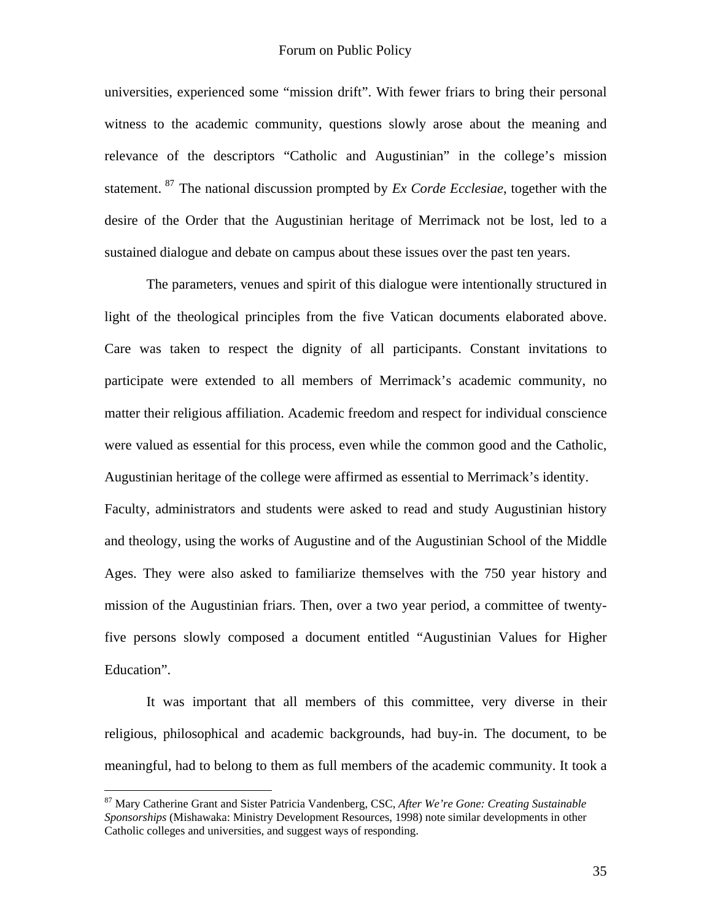universities, experienced some "mission drift". With fewer friars to bring their personal witness to the academic community, questions slowly arose about the meaning and relevance of the descriptors "Catholic and Augustinian" in the college's mission statement. [87] The national discussion prompted by *Ex Corde Ecclesiae*, together with the desire of the Order that the Augustinian heritage of Merrimack not be lost, led to a sustained dialogue and debate on campus about these issues over the past ten years.

The parameters, venues and spirit of this dialogue were intentionally structured in light of the theological principles from the five Vatican documents elaborated above. Care was taken to respect the dignity of all participants. Constant invitations to participate were extended to all members of Merrimack's academic community, no matter their religious affiliation. Academic freedom and respect for individual conscience were valued as essential for this process, even while the common good and the Catholic, Augustinian heritage of the college were affirmed as essential to Merrimack's identity.
Faculty, administrators and students were asked to read and study Augustinian history and theology, using the works of Augustine and of the Augustinian School of the Middle Ages. They were also asked to familiarize themselves with the 750 year history and mission of the Augustinian friars. Then, over a two year period, a committee of twenty-five persons slowly composed a document entitled "Augustinian Values for Higher Education".

It was important that all members of this committee, very diverse in their religious, philosophical and academic backgrounds, had buy-in. The document, to be meaningful, had to belong to them as full members of the academic community. It took a

---

[87] Mary Catherine Grant and Sister Patricia Vandenberg, CSC, *After We're Gone: Creating Sustainable Sponsorships* (Mishawaka: Ministry Development Resources, 1998) note similar developments in other Catholic colleges and universities, and suggest ways of responding.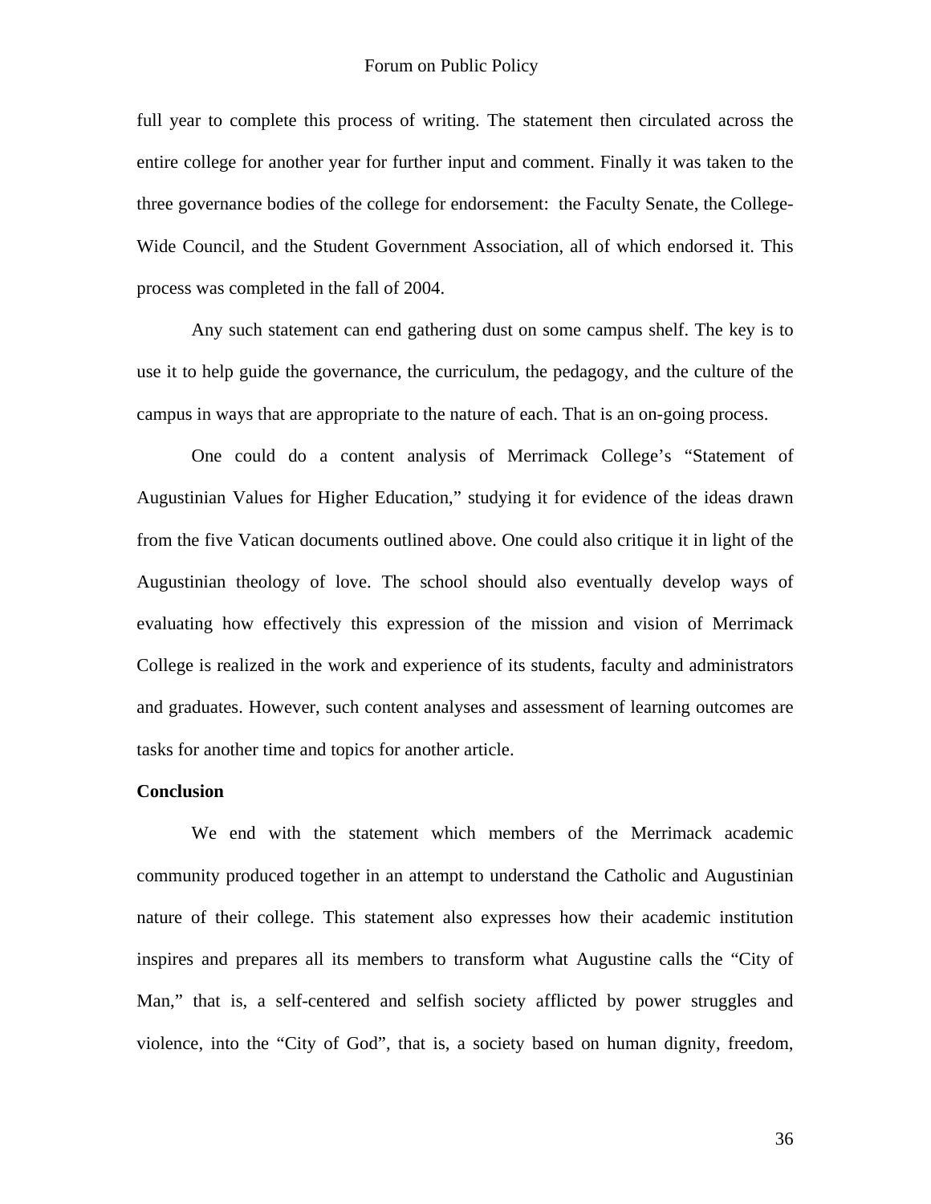full year to complete this process of writing. The statement then circulated across the entire college for another year for further input and comment. Finally it was taken to the three governance bodies of the college for endorsement: the Faculty Senate, the College-Wide Council, and the Student Government Association, all of which endorsed it. This process was completed in the fall of 2004.

Any such statement can end gathering dust on some campus shelf. The key is to use it to help guide the governance, the curriculum, the pedagogy, and the culture of the campus in ways that are appropriate to the nature of each. That is an on-going process.

One could do a content analysis of Merrimack College's "Statement of Augustinian Values for Higher Education," studying it for evidence of the ideas drawn from the five Vatican documents outlined above. One could also critique it in light of the Augustinian theology of love. The school should also eventually develop ways of evaluating how effectively this expression of the mission and vision of Merrimack College is realized in the work and experience of its students, faculty and administrators and graduates. However, such content analyses and assessment of learning outcomes are tasks for another time and topics for another article.

**Conclusion**

We end with the statement which members of the Merrimack academic community produced together in an attempt to understand the Catholic and Augustinian nature of their college. This statement also expresses how their academic institution inspires and prepares all its members to transform what Augustine calls the "City of Man," that is, a self-centered and selfish society afflicted by power struggles and violence, into the "City of God", that is, a society based on human dignity, freedom,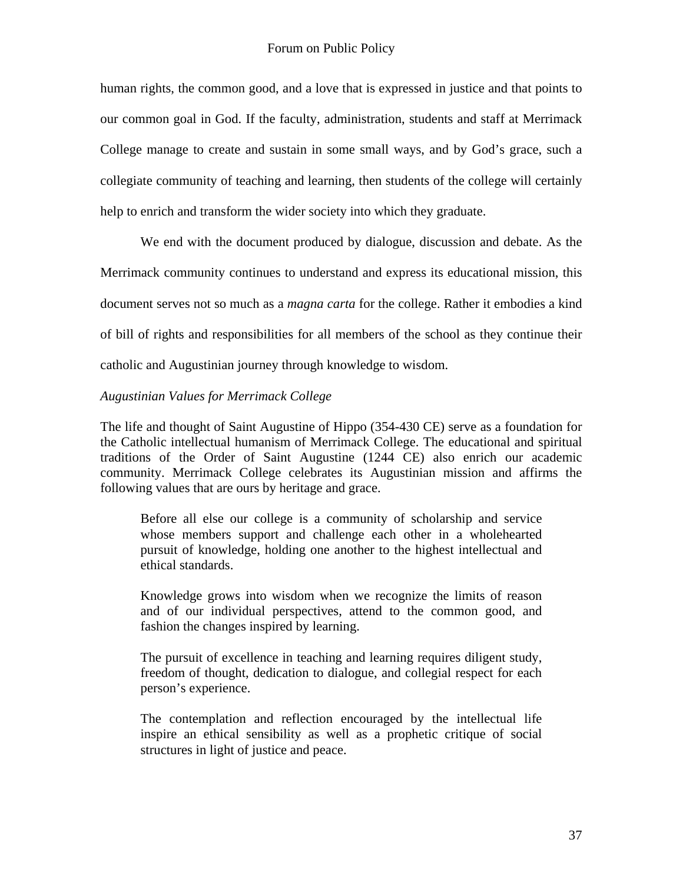human rights, the common good, and a love that is expressed in justice and that points to our common goal in God. If the faculty, administration, students and staff at Merrimack College manage to create and sustain in some small ways, and by God's grace, such a collegiate community of teaching and learning, then students of the college will certainly help to enrich and transform the wider society into which they graduate.

We end with the document produced by dialogue, discussion and debate. As the Merrimack community continues to understand and express its educational mission, this document serves not so much as a *magna carta* for the college. Rather it embodies a kind of bill of rights and responsibilities for all members of the school as they continue their catholic and Augustinian journey through knowledge to wisdom.

*Augustinian Values for Merrimack College*

The life and thought of Saint Augustine of Hippo (354-430 CE) serve as a foundation for the Catholic intellectual humanism of Merrimack College. The educational and spiritual traditions of the Order of Saint Augustine (1244 CE) also enrich our academic community. Merrimack College celebrates its Augustinian mission and affirms the following values that are ours by heritage and grace.

> Before all else our college is a community of scholarship and service whose members support and challenge each other in a wholehearted pursuit of knowledge, holding one another to the highest intellectual and ethical standards.
>
> Knowledge grows into wisdom when we recognize the limits of reason and of our individual perspectives, attend to the common good, and fashion the changes inspired by learning.
>
> The pursuit of excellence in teaching and learning requires diligent study, freedom of thought, dedication to dialogue, and collegial respect for each person's experience.
>
> The contemplation and reflection encouraged by the intellectual life inspire an ethical sensibility as well as a prophetic critique of social structures in light of justice and peace.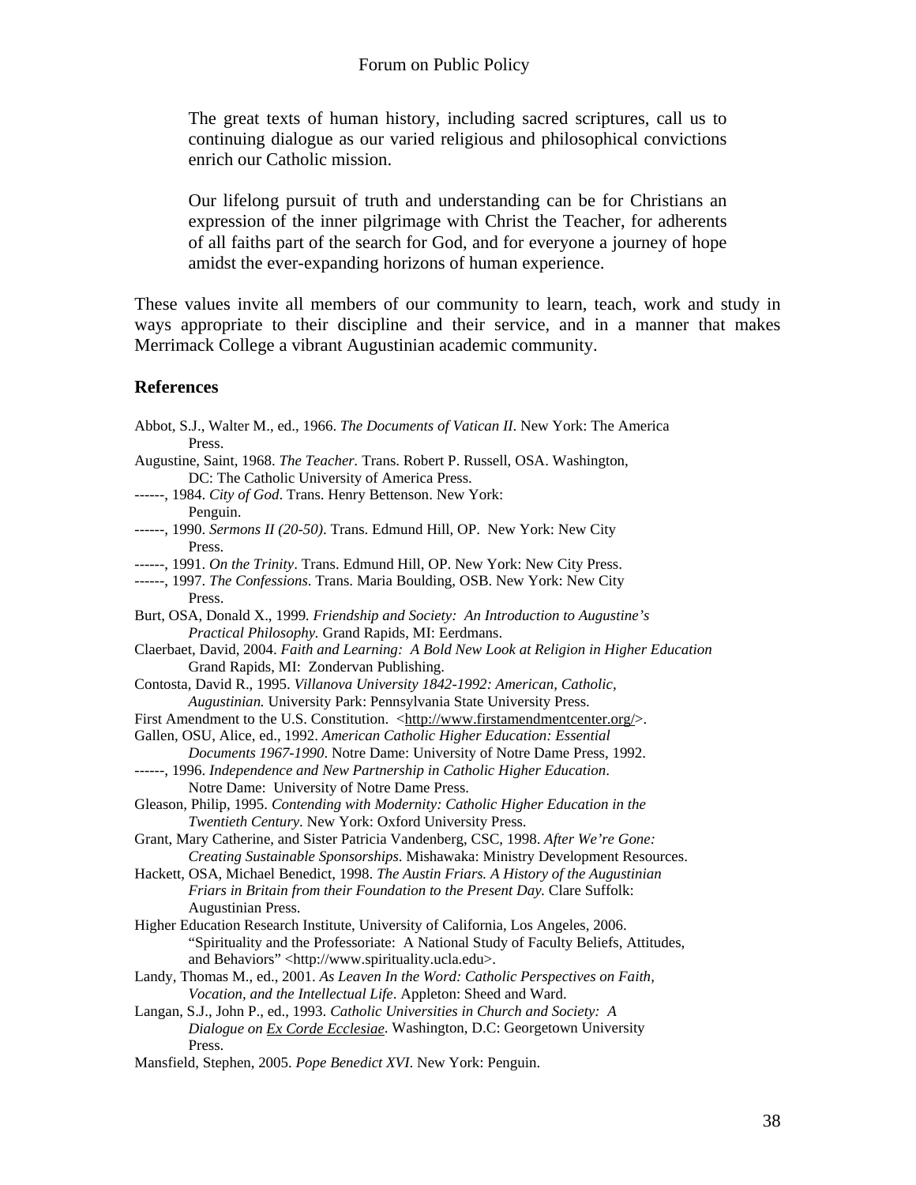> The great texts of human history, including sacred scriptures, call us to continuing dialogue as our varied religious and philosophical convictions enrich our Catholic mission.
>
> Our lifelong pursuit of truth and understanding can be for Christians an expression of the inner pilgrimage with Christ the Teacher, for adherents of all faiths part of the search for God, and for everyone a journey of hope amidst the ever-expanding horizons of human experience.

These values invite all members of our community to learn, teach, work and study in ways appropriate to their discipline and their service, and in a manner that makes Merrimack College a vibrant Augustinian academic community.

## References

Abbot, S.J., Walter M., ed., 1966. *The Documents of Vatican II*. New York: The America Press.

Augustine, Saint, 1968. *The Teacher.* Trans. Robert P. Russell, OSA. Washington, DC: The Catholic University of America Press.

------, 1984. *City of God*. Trans. Henry Bettenson. New York: Penguin.

------, 1990. *Sermons II (20-50)*. Trans. Edmund Hill, OP. New York: New City Press.

------, 1991. *On the Trinity*. Trans. Edmund Hill, OP. New York: New City Press.

------, 1997. *The Confessions*. Trans. Maria Boulding, OSB. New York: New City Press.

Burt, OSA, Donald X., 1999. *Friendship and Society: An Introduction to Augustine's Practical Philosophy.* Grand Rapids, MI: Eerdmans.

Claerbaet, David, 2004. *Faith and Learning: A Bold New Look at Religion in Higher Education* Grand Rapids, MI: Zondervan Publishing.

Contosta, David R., 1995. *Villanova University 1842-1992: American, Catholic, Augustinian.* University Park: Pennsylvania State University Press.

First Amendment to the U.S. Constitution. <http://www.firstamendmentcenter.org/>.

Gallen, OSU, Alice, ed., 1992. *American Catholic Higher Education: Essential Documents 1967-1990*. Notre Dame: University of Notre Dame Press, 1992.

------, 1996. *Independence and New Partnership in Catholic Higher Education*. Notre Dame: University of Notre Dame Press.

Gleason, Philip, 1995. *Contending with Modernity: Catholic Higher Education in the Twentieth Century*. New York: Oxford University Press.

Grant, Mary Catherine, and Sister Patricia Vandenberg, CSC, 1998. *After We're Gone: Creating Sustainable Sponsorships*. Mishawaka: Ministry Development Resources.

Hackett, OSA, Michael Benedict, 1998. *The Austin Friars. A History of the Augustinian Friars in Britain from their Foundation to the Present Day.* Clare Suffolk: Augustinian Press.

Higher Education Research Institute, University of California, Los Angeles, 2006. "Spirituality and the Professoriate: A National Study of Faculty Beliefs, Attitudes, and Behaviors" <http://www.spirituality.ucla.edu>.

Landy, Thomas M., ed., 2001. *As Leaven In the Word: Catholic Perspectives on Faith, Vocation, and the Intellectual Life*. Appleton: Sheed and Ward.

Langan, S.J., John P., ed., 1993. *Catholic Universities in Church and Society: A Dialogue on Ex Corde Ecclesiae*. Washington, D.C: Georgetown University Press.

Mansfield, Stephen, 2005. *Pope Benedict XVI*. New York: Penguin.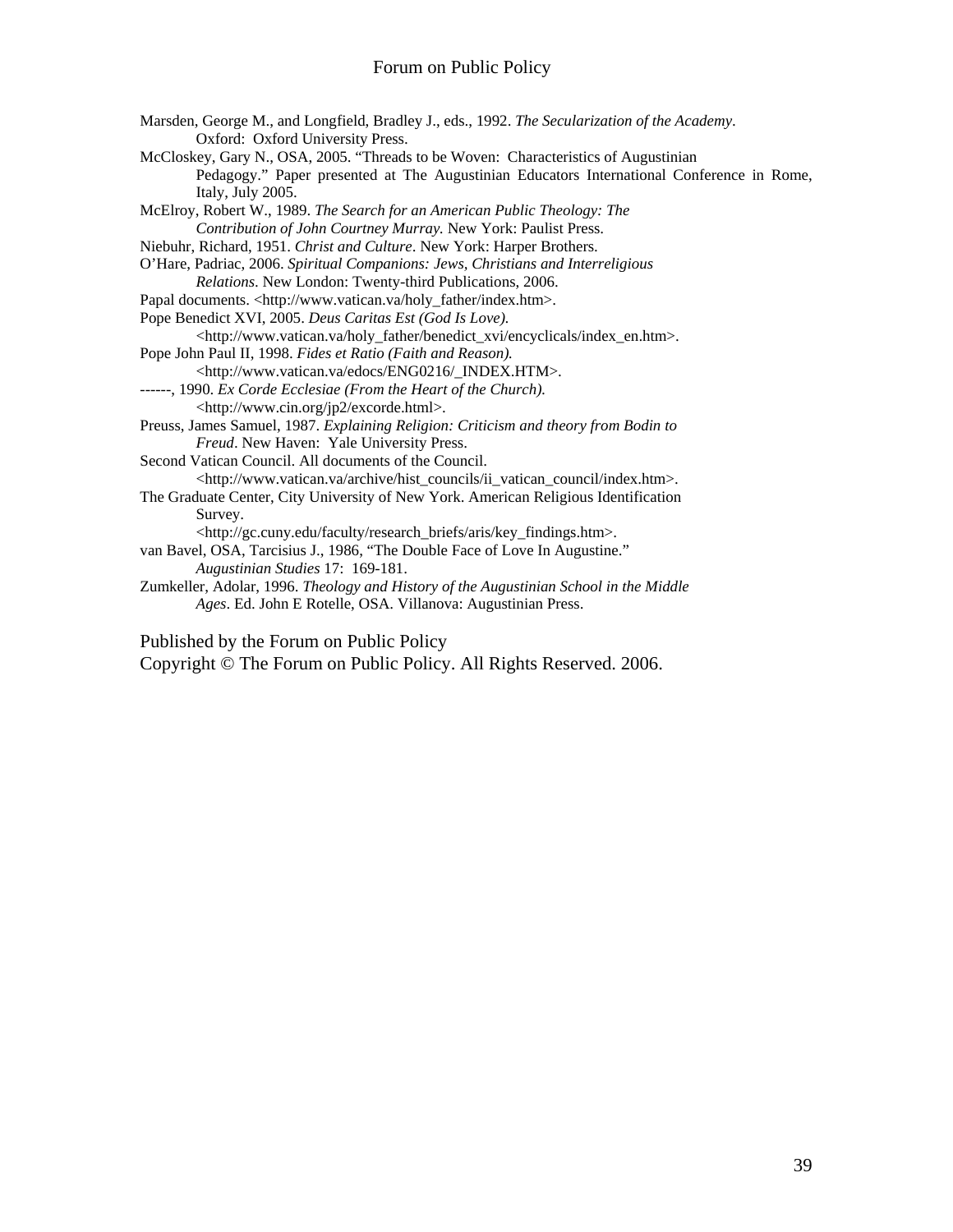Marsden, George M., and Longfield, Bradley J., eds., 1992. *The Secularization of the Academy*. Oxford: Oxford University Press.

McCloskey, Gary N., OSA, 2005. "Threads to be Woven: Characteristics of Augustinian Pedagogy." Paper presented at The Augustinian Educators International Conference in Rome, Italy, July 2005.

McElroy, Robert W., 1989. *The Search for an American Public Theology: The Contribution of John Courtney Murray.* New York: Paulist Press.

Niebuhr, Richard, 1951. *Christ and Culture*. New York: Harper Brothers.

O'Hare, Padriac, 2006. *Spiritual Companions: Jews, Christians and Interreligious Relations*. New London: Twenty-third Publications, 2006.

Papal documents. <http://www.vatican.va/holy_father/index.htm>.

Pope Benedict XVI, 2005. *Deus Caritas Est (God Is Love).* <http://www.vatican.va/holy_father/benedict_xvi/encyclicals/index_en.htm>.

Pope John Paul II, 1998. *Fides et Ratio (Faith and Reason).* <http://www.vatican.va/edocs/ENG0216/_INDEX.HTM>.

------, 1990. *Ex Corde Ecclesiae (From the Heart of the Church).* <http://www.cin.org/jp2/excorde.html>.

Preuss, James Samuel, 1987. *Explaining Religion: Criticism and theory from Bodin to Freud*. New Haven: Yale University Press.

Second Vatican Council. All documents of the Council. <http://www.vatican.va/archive/hist_councils/ii_vatican_council/index.htm>.

The Graduate Center, City University of New York. American Religious Identification Survey. <http://gc.cuny.edu/faculty/research_briefs/aris/key_findings.htm>.

van Bavel, OSA, Tarcisius J., 1986, "The Double Face of Love In Augustine." *Augustinian Studies* 17: 169-181.

Zumkeller, Adolar, 1996. *Theology and History of the Augustinian School in the Middle Ages*. Ed. John E Rotelle, OSA. Villanova: Augustinian Press.

Published by the Forum on Public Policy
Copyright © The Forum on Public Policy. All Rights Reserved. 2006.